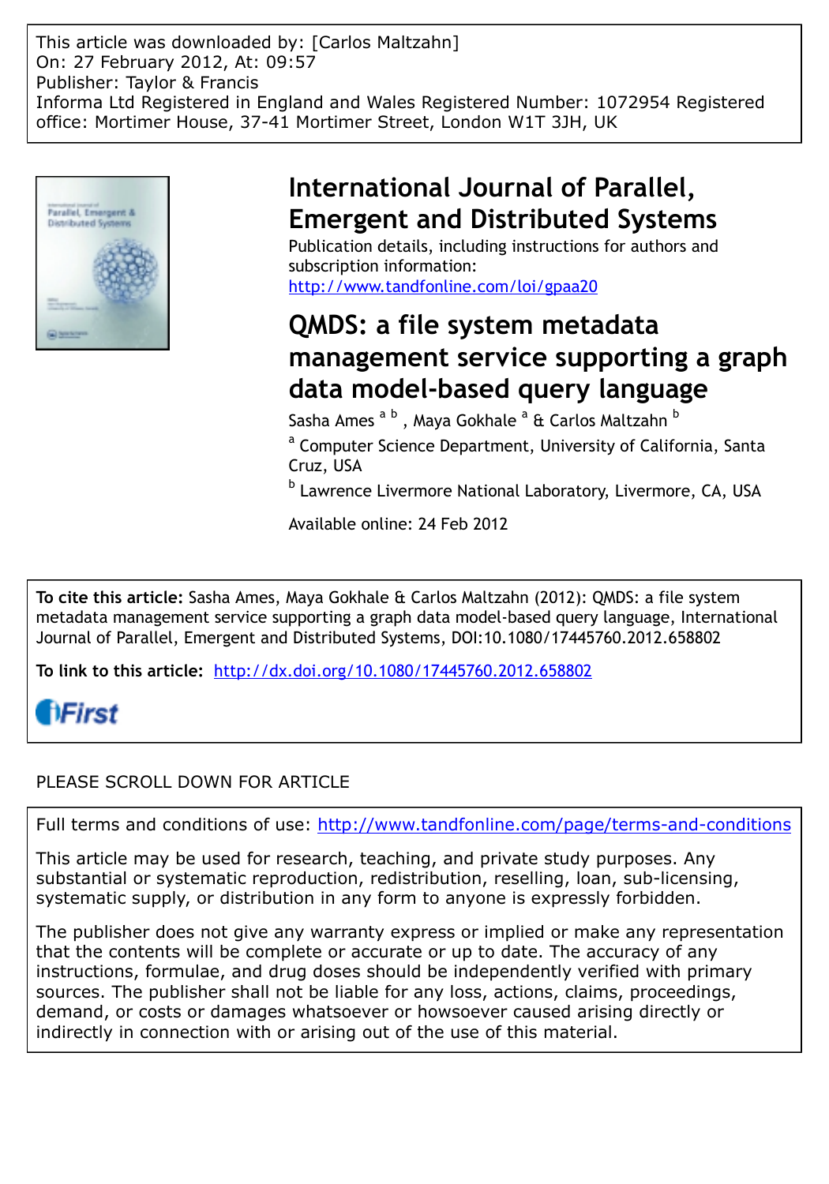This article was downloaded by: [Carlos Maltzahn]
On: 27 February 2012, At: 09:57
Publisher: Taylor & Francis
Informa Ltd Registered in England and Wales Registered Number: 1072954 Registered office: Mortimer House, 37-41 Mortimer Street, London W1T 3JH, UK

# International Journal of Parallel, Emergent and Distributed Systems

Publication details, including instructions for authors and subscription information:
http://www.tandfonline.com/loi/gpaa20

# QMDS: a file system metadata management service supporting a graph data model-based query language

Sasha Ames [a b], Maya Gokhale [a] & Carlos Maltzahn [b]

[a] Computer Science Department, University of California, Santa Cruz, USA

[b] Lawrence Livermore National Laboratory, Livermore, CA, USA

Available online: 24 Feb 2012

**To cite this article:** Sasha Ames, Maya Gokhale & Carlos Maltzahn (2012): QMDS: a file system metadata management service supporting a graph data model-based query language, International Journal of Parallel, Emergent and Distributed Systems, DOI:10.1080/17445760.2012.658802

**To link to this article:** http://dx.doi.org/10.1080/17445760.2012.658802

iFirst

PLEASE SCROLL DOWN FOR ARTICLE

Full terms and conditions of use: http://www.tandfonline.com/page/terms-and-conditions

This article may be used for research, teaching, and private study purposes. Any substantial or systematic reproduction, redistribution, reselling, loan, sub-licensing, systematic supply, or distribution in any form to anyone is expressly forbidden.

The publisher does not give any warranty express or implied or make any representation that the contents will be complete or accurate or up to date. The accuracy of any instructions, formulae, and drug doses should be independently verified with primary sources. The publisher shall not be liable for any loss, actions, claims, proceedings, demand, or costs or damages whatsoever or howsoever caused arising directly or indirectly in connection with or arising out of the use of this material.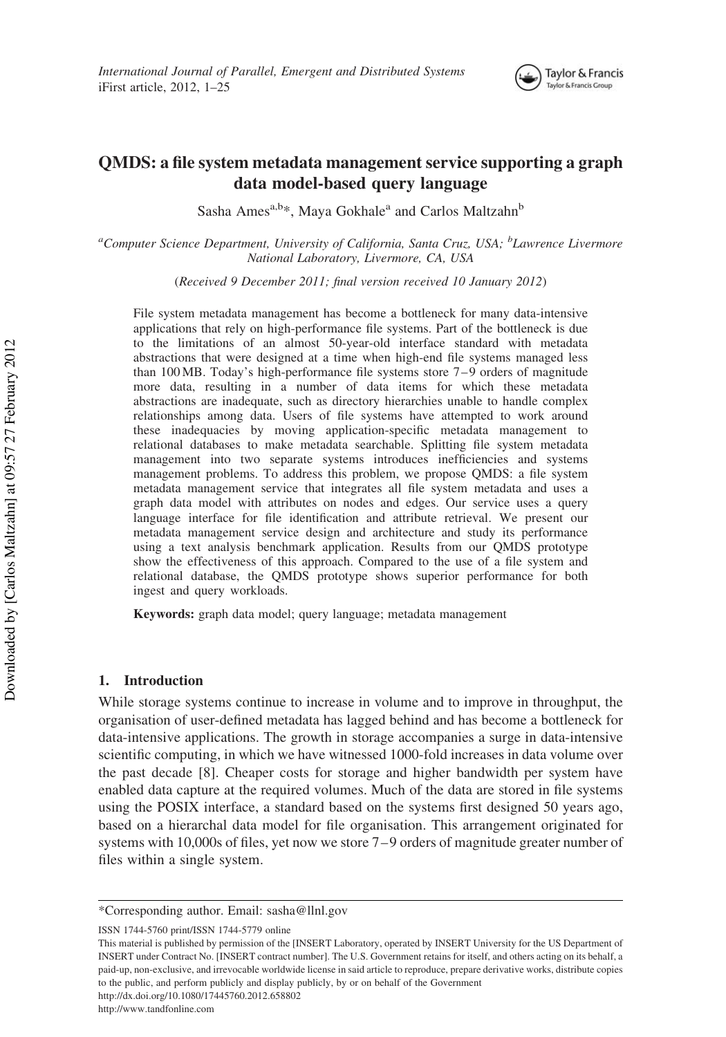# QMDS: a file system metadata management service supporting a graph data model-based query language

Sasha Ames[a,b]*, Maya Gokhale[a] and Carlos Maltzahn[b]

[a]*Computer Science Department, University of California, Santa Cruz, USA;* [b]*Lawrence Livermore National Laboratory, Livermore, CA, USA*

(*Received 9 December 2011; final version received 10 January 2012*)

File system metadata management has become a bottleneck for many data-intensive applications that rely on high-performance file systems. Part of the bottleneck is due to the limitations of an almost 50-year-old interface standard with metadata abstractions that were designed at a time when high-end file systems managed less than 100 MB. Today's high-performance file systems store 7–9 orders of magnitude more data, resulting in a number of data items for which these metadata abstractions are inadequate, such as directory hierarchies unable to handle complex relationships among data. Users of file systems have attempted to work around these inadequacies by moving application-specific metadata management to relational databases to make metadata searchable. Splitting file system metadata management into two separate systems introduces inefficiencies and systems management problems. To address this problem, we propose QMDS: a file system metadata management service that integrates all file system metadata and uses a graph data model with attributes on nodes and edges. Our service uses a query language interface for file identification and attribute retrieval. We present our metadata management service design and architecture and study its performance using a text analysis benchmark application. Results from our QMDS prototype show the effectiveness of this approach. Compared to the use of a file system and relational database, the QMDS prototype shows superior performance for both ingest and query workloads.

**Keywords:** graph data model; query language; metadata management

## 1. Introduction

While storage systems continue to increase in volume and to improve in throughput, the organisation of user-defined metadata has lagged behind and has become a bottleneck for data-intensive applications. The growth in storage accompanies a surge in data-intensive scientific computing, in which we have witnessed 1000-fold increases in data volume over the past decade [8]. Cheaper costs for storage and higher bandwidth per system have enabled data capture at the required volumes. Much of the data are stored in file systems using the POSIX interface, a standard based on the systems first designed 50 years ago, based on a hierarchal data model for file organisation. This arrangement originated for systems with 10,000s of files, yet now we store 7–9 orders of magnitude greater number of files within a single system.

*Corresponding author. Email: sasha@llnl.gov

ISSN 1744-5760 print/ISSN 1744-5779 online

This material is published by permission of the [INSERT Laboratory, operated by INSERT University for the US Department of INSERT under Contract No. [INSERT contract number]. The U.S. Government retains for itself, and others acting on its behalf, a paid-up, non-exclusive, and irrevocable worldwide license in said article to reproduce, prepare derivative works, distribute copies to the public, and perform publicly and display publicly, by or on behalf of the Government

http://dx.doi.org/10.1080/17445760.2012.658802

http://www.tandfonline.com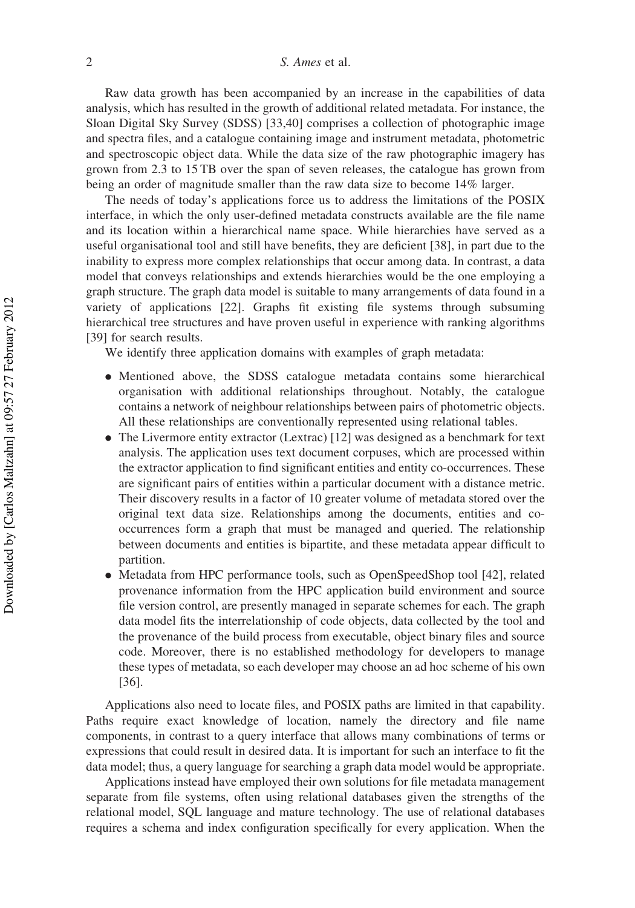Raw data growth has been accompanied by an increase in the capabilities of data analysis, which has resulted in the growth of additional related metadata. For instance, the Sloan Digital Sky Survey (SDSS) [33,40] comprises a collection of photographic image and spectra files, and a catalogue containing image and instrument metadata, photometric and spectroscopic object data. While the data size of the raw photographic imagery has grown from 2.3 to 15 TB over the span of seven releases, the catalogue has grown from being an order of magnitude smaller than the raw data size to become 14% larger.

The needs of today's applications force us to address the limitations of the POSIX interface, in which the only user-defined metadata constructs available are the file name and its location within a hierarchical name space. While hierarchies have served as a useful organisational tool and still have benefits, they are deficient [38], in part due to the inability to express more complex relationships that occur among data. In contrast, a data model that conveys relationships and extends hierarchies would be the one employing a graph structure. The graph data model is suitable to many arrangements of data found in a variety of applications [22]. Graphs fit existing file systems through subsuming hierarchical tree structures and have proven useful in experience with ranking algorithms [39] for search results.

We identify three application domains with examples of graph metadata:

- Mentioned above, the SDSS catalogue metadata contains some hierarchical organisation with additional relationships throughout. Notably, the catalogue contains a network of neighbour relationships between pairs of photometric objects. All these relationships are conventionally represented using relational tables.
- The Livermore entity extractor (Lextrac) [12] was designed as a benchmark for text analysis. The application uses text document corpuses, which are processed within the extractor application to find significant entities and entity co-occurrences. These are significant pairs of entities within a particular document with a distance metric. Their discovery results in a factor of 10 greater volume of metadata stored over the original text data size. Relationships among the documents, entities and co-occurrences form a graph that must be managed and queried. The relationship between documents and entities is bipartite, and these metadata appear difficult to partition.
- Metadata from HPC performance tools, such as OpenSpeedShop tool [42], related provenance information from the HPC application build environment and source file version control, are presently managed in separate schemes for each. The graph data model fits the interrelationship of code objects, data collected by the tool and the provenance of the build process from executable, object binary files and source code. Moreover, there is no established methodology for developers to manage these types of metadata, so each developer may choose an ad hoc scheme of his own [36].

Applications also need to locate files, and POSIX paths are limited in that capability. Paths require exact knowledge of location, namely the directory and file name components, in contrast to a query interface that allows many combinations of terms or expressions that could result in desired data. It is important for such an interface to fit the data model; thus, a query language for searching a graph data model would be appropriate.

Applications instead have employed their own solutions for file metadata management separate from file systems, often using relational databases given the strengths of the relational model, SQL language and mature technology. The use of relational databases requires a schema and index configuration specifically for every application. When the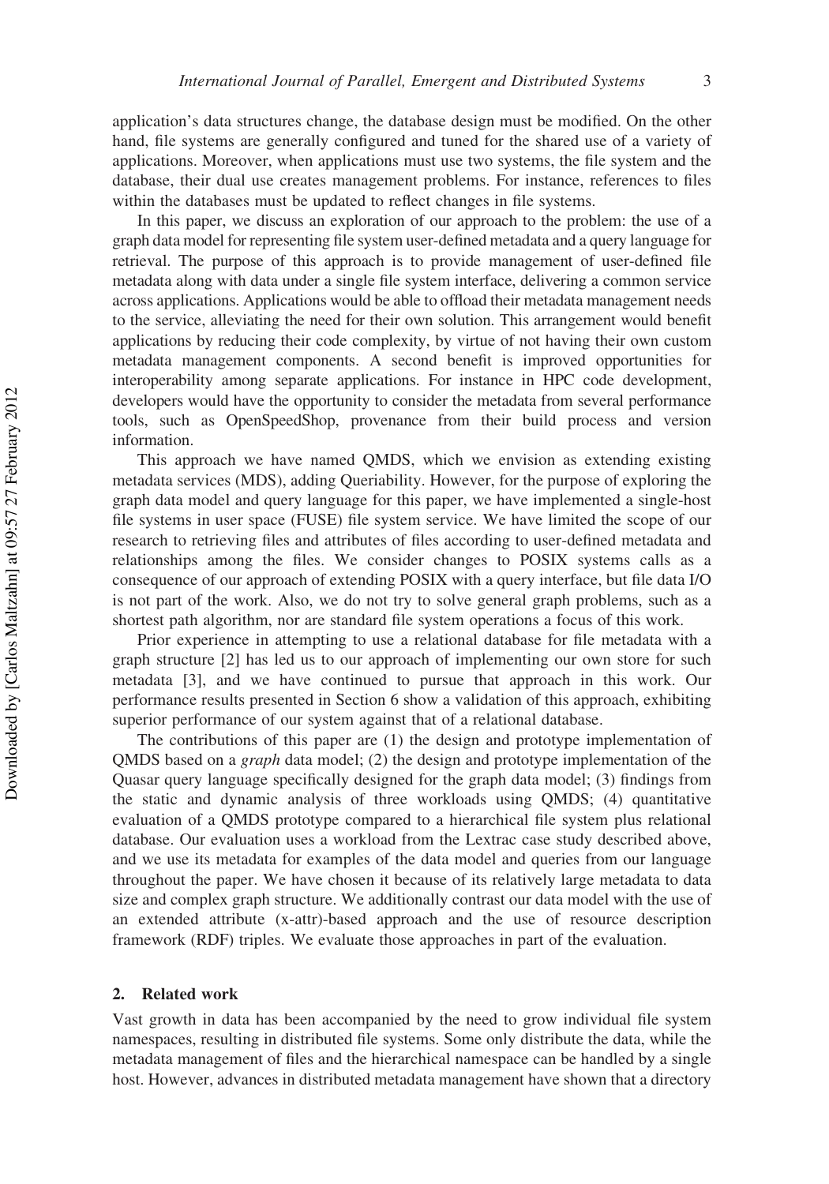application's data structures change, the database design must be modified. On the other hand, file systems are generally configured and tuned for the shared use of a variety of applications. Moreover, when applications must use two systems, the file system and the database, their dual use creates management problems. For instance, references to files within the databases must be updated to reflect changes in file systems.

In this paper, we discuss an exploration of our approach to the problem: the use of a graph data model for representing file system user-defined metadata and a query language for retrieval. The purpose of this approach is to provide management of user-defined file metadata along with data under a single file system interface, delivering a common service across applications. Applications would be able to offload their metadata management needs to the service, alleviating the need for their own solution. This arrangement would benefit applications by reducing their code complexity, by virtue of not having their own custom metadata management components. A second benefit is improved opportunities for interoperability among separate applications. For instance in HPC code development, developers would have the opportunity to consider the metadata from several performance tools, such as OpenSpeedShop, provenance from their build process and version information.

This approach we have named QMDS, which we envision as extending existing metadata services (MDS), adding Queriability. However, for the purpose of exploring the graph data model and query language for this paper, we have implemented a single-host file systems in user space (FUSE) file system service. We have limited the scope of our research to retrieving files and attributes of files according to user-defined metadata and relationships among the files. We consider changes to POSIX systems calls as a consequence of our approach of extending POSIX with a query interface, but file data I/O is not part of the work. Also, we do not try to solve general graph problems, such as a shortest path algorithm, nor are standard file system operations a focus of this work.

Prior experience in attempting to use a relational database for file metadata with a graph structure [2] has led us to our approach of implementing our own store for such metadata [3], and we have continued to pursue that approach in this work. Our performance results presented in Section 6 show a validation of this approach, exhibiting superior performance of our system against that of a relational database.

The contributions of this paper are (1) the design and prototype implementation of QMDS based on a *graph* data model; (2) the design and prototype implementation of the Quasar query language specifically designed for the graph data model; (3) findings from the static and dynamic analysis of three workloads using QMDS; (4) quantitative evaluation of a QMDS prototype compared to a hierarchical file system plus relational database. Our evaluation uses a workload from the Lextrac case study described above, and we use its metadata for examples of the data model and queries from our language throughout the paper. We have chosen it because of its relatively large metadata to data size and complex graph structure. We additionally contrast our data model with the use of an extended attribute (x-attr)-based approach and the use of resource description framework (RDF) triples. We evaluate those approaches in part of the evaluation.

## 2. Related work

Vast growth in data has been accompanied by the need to grow individual file system namespaces, resulting in distributed file systems. Some only distribute the data, while the metadata management of files and the hierarchical namespace can be handled by a single host. However, advances in distributed metadata management have shown that a directory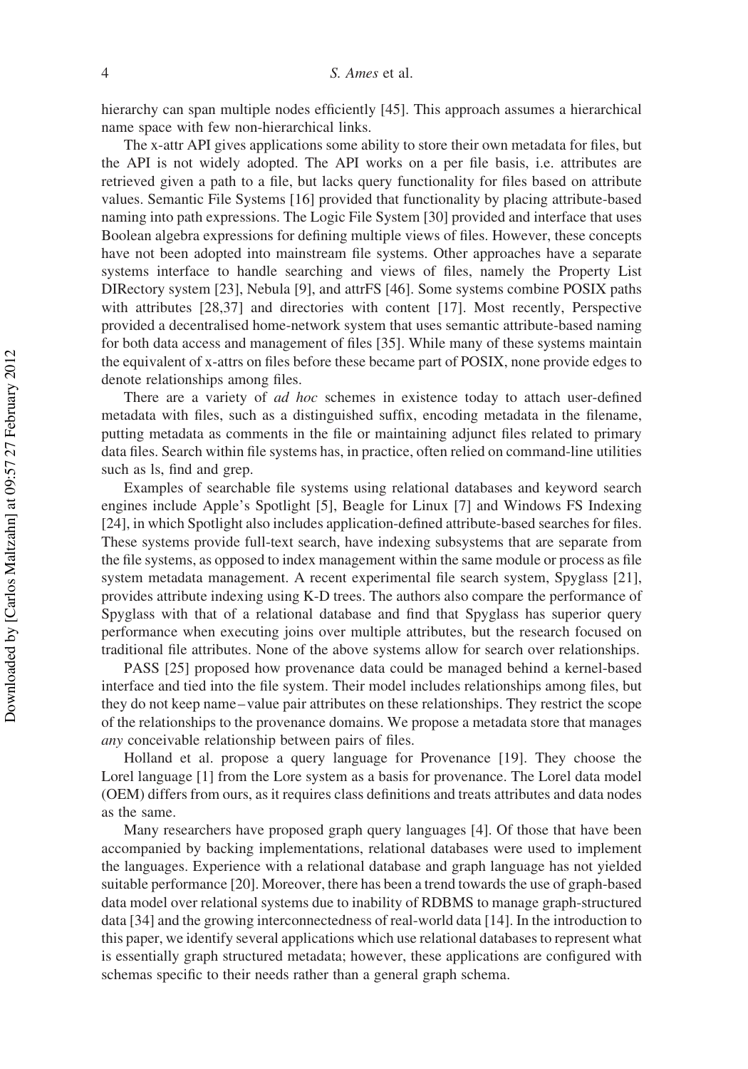hierarchy can span multiple nodes efficiently [45]. This approach assumes a hierarchical name space with few non-hierarchical links.

The x-attr API gives applications some ability to store their own metadata for files, but the API is not widely adopted. The API works on a per file basis, i.e. attributes are retrieved given a path to a file, but lacks query functionality for files based on attribute values. Semantic File Systems [16] provided that functionality by placing attribute-based naming into path expressions. The Logic File System [30] provided and interface that uses Boolean algebra expressions for defining multiple views of files. However, these concepts have not been adopted into mainstream file systems. Other approaches have a separate systems interface to handle searching and views of files, namely the Property List DIRectory system [23], Nebula [9], and attrFS [46]. Some systems combine POSIX paths with attributes [28,37] and directories with content [17]. Most recently, Perspective provided a decentralised home-network system that uses semantic attribute-based naming for both data access and management of files [35]. While many of these systems maintain the equivalent of x-attrs on files before these became part of POSIX, none provide edges to denote relationships among files.

There are a variety of *ad hoc* schemes in existence today to attach user-defined metadata with files, such as a distinguished suffix, encoding metadata in the filename, putting metadata as comments in the file or maintaining adjunct files related to primary data files. Search within file systems has, in practice, often relied on command-line utilities such as ls, find and grep.

Examples of searchable file systems using relational databases and keyword search engines include Apple's Spotlight [5], Beagle for Linux [7] and Windows FS Indexing [24], in which Spotlight also includes application-defined attribute-based searches for files. These systems provide full-text search, have indexing subsystems that are separate from the file systems, as opposed to index management within the same module or process as file system metadata management. A recent experimental file search system, Spyglass [21], provides attribute indexing using K-D trees. The authors also compare the performance of Spyglass with that of a relational database and find that Spyglass has superior query performance when executing joins over multiple attributes, but the research focused on traditional file attributes. None of the above systems allow for search over relationships.

PASS [25] proposed how provenance data could be managed behind a kernel-based interface and tied into the file system. Their model includes relationships among files, but they do not keep name–value pair attributes on these relationships. They restrict the scope of the relationships to the provenance domains. We propose a metadata store that manages *any* conceivable relationship between pairs of files.

Holland et al. propose a query language for Provenance [19]. They choose the Lorel language [1] from the Lore system as a basis for provenance. The Lorel data model (OEM) differs from ours, as it requires class definitions and treats attributes and data nodes as the same.

Many researchers have proposed graph query languages [4]. Of those that have been accompanied by backing implementations, relational databases were used to implement the languages. Experience with a relational database and graph language has not yielded suitable performance [20]. Moreover, there has been a trend towards the use of graph-based data model over relational systems due to inability of RDBMS to manage graph-structured data [34] and the growing interconnectedness of real-world data [14]. In the introduction to this paper, we identify several applications which use relational databases to represent what is essentially graph structured metadata; however, these applications are configured with schemas specific to their needs rather than a general graph schema.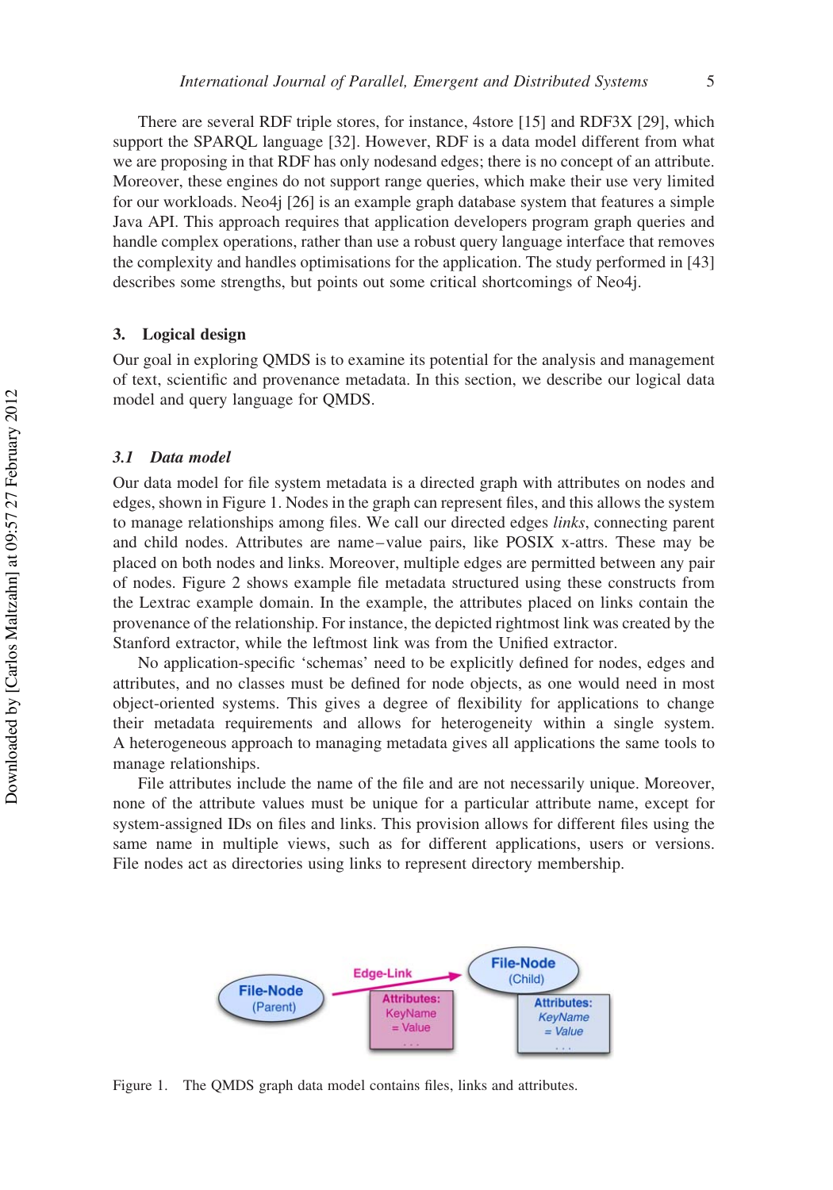There are several RDF triple stores, for instance, 4store [15] and RDF3X [29], which support the SPARQL language [32]. However, RDF is a data model different from what we are proposing in that RDF has only nodesand edges; there is no concept of an attribute. Moreover, these engines do not support range queries, which make their use very limited for our workloads. Neo4j [26] is an example graph database system that features a simple Java API. This approach requires that application developers program graph queries and handle complex operations, rather than use a robust query language interface that removes the complexity and handles optimisations for the application. The study performed in [43] describes some strengths, but points out some critical shortcomings of Neo4j.

## 3. Logical design

Our goal in exploring QMDS is to examine its potential for the analysis and management of text, scientific and provenance metadata. In this section, we describe our logical data model and query language for QMDS.

### 3.1 Data model

Our data model for file system metadata is a directed graph with attributes on nodes and edges, shown in Figure 1. Nodes in the graph can represent files, and this allows the system to manage relationships among files. We call our directed edges *links*, connecting parent and child nodes. Attributes are name–value pairs, like POSIX x-attrs. These may be placed on both nodes and links. Moreover, multiple edges are permitted between any pair of nodes. Figure 2 shows example file metadata structured using these constructs from the Lextrac example domain. In the example, the attributes placed on links contain the provenance of the relationship. For instance, the depicted rightmost link was created by the Stanford extractor, while the leftmost link was from the Unified extractor.

No application-specific 'schemas' need to be explicitly defined for nodes, edges and attributes, and no classes must be defined for node objects, as one would need in most object-oriented systems. This gives a degree of flexibility for applications to change their metadata requirements and allows for heterogeneity within a single system. A heterogeneous approach to managing metadata gives all applications the same tools to manage relationships.

File attributes include the name of the file and are not necessarily unique. Moreover, none of the attribute values must be unique for a particular attribute name, except for system-assigned IDs on files and links. This provision allows for different files using the same name in multiple views, such as for different applications, users or versions. File nodes act as directories using links to represent directory membership.

File-Node
(Parent)

Edge-Link

Attributes:
KeyName
= Value
. . .

File-Node
(Child)

Attributes:
KeyName
= Value
. . .

Figure 1. The QMDS graph data model contains files, links and attributes.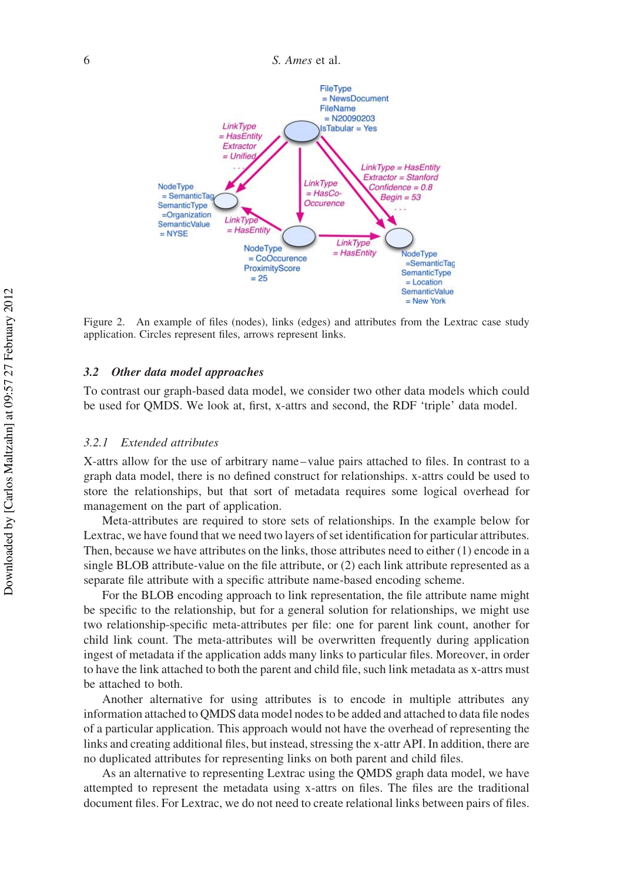FileType
= NewsDocument
FileName
= N20090203
IsTabular = Yes

LinkType
= HasEntity
Extractor
= Unified
...

LinkType = HasEntity
Extractor = Stanford
Confidence = 0.8
Begin = 53
...

NodeType
= SemanticTag
SemanticType
=Organization
SemanticValue
= NYSE

LinkType
= HasCo-
Occurence

LinkType
= HasEntity

LinkType
= HasEntity

NodeType
= CoOccurence
ProximityScore
= 25

NodeType
=SemanticTag
SemanticType
= Location
SemanticValue
= New York

Figure 2. An example of files (nodes), links (edges) and attributes from the Lextrac case study application. Circles represent files, arrows represent links.

### 3.2 *Other data model approaches*

To contrast our graph-based data model, we consider two other data models which could be used for QMDS. We look at, first, x-attrs and second, the RDF 'triple' data model.

#### 3.2.1 *Extended attributes*

X-attrs allow for the use of arbitrary name–value pairs attached to files. In contrast to a graph data model, there is no defined construct for relationships. x-attrs could be used to store the relationships, but that sort of metadata requires some logical overhead for management on the part of application.

Meta-attributes are required to store sets of relationships. In the example below for Lextrac, we have found that we need two layers of set identification for particular attributes. Then, because we have attributes on the links, those attributes need to either (1) encode in a single BLOB attribute-value on the file attribute, or (2) each link attribute represented as a separate file attribute with a specific attribute name-based encoding scheme.

For the BLOB encoding approach to link representation, the file attribute name might be specific to the relationship, but for a general solution for relationships, we might use two relationship-specific meta-attributes per file: one for parent link count, another for child link count. The meta-attributes will be overwritten frequently during application ingest of metadata if the application adds many links to particular files. Moreover, in order to have the link attached to both the parent and child file, such link metadata as x-attrs must be attached to both.

Another alternative for using attributes is to encode in multiple attributes any information attached to QMDS data model nodes to be added and attached to data file nodes of a particular application. This approach would not have the overhead of representing the links and creating additional files, but instead, stressing the x-attr API. In addition, there are no duplicated attributes for representing links on both parent and child files.

As an alternative to representing Lextrac using the QMDS graph data model, we have attempted to represent the metadata using x-attrs on files. The files are the traditional document files. For Lextrac, we do not need to create relational links between pairs of files.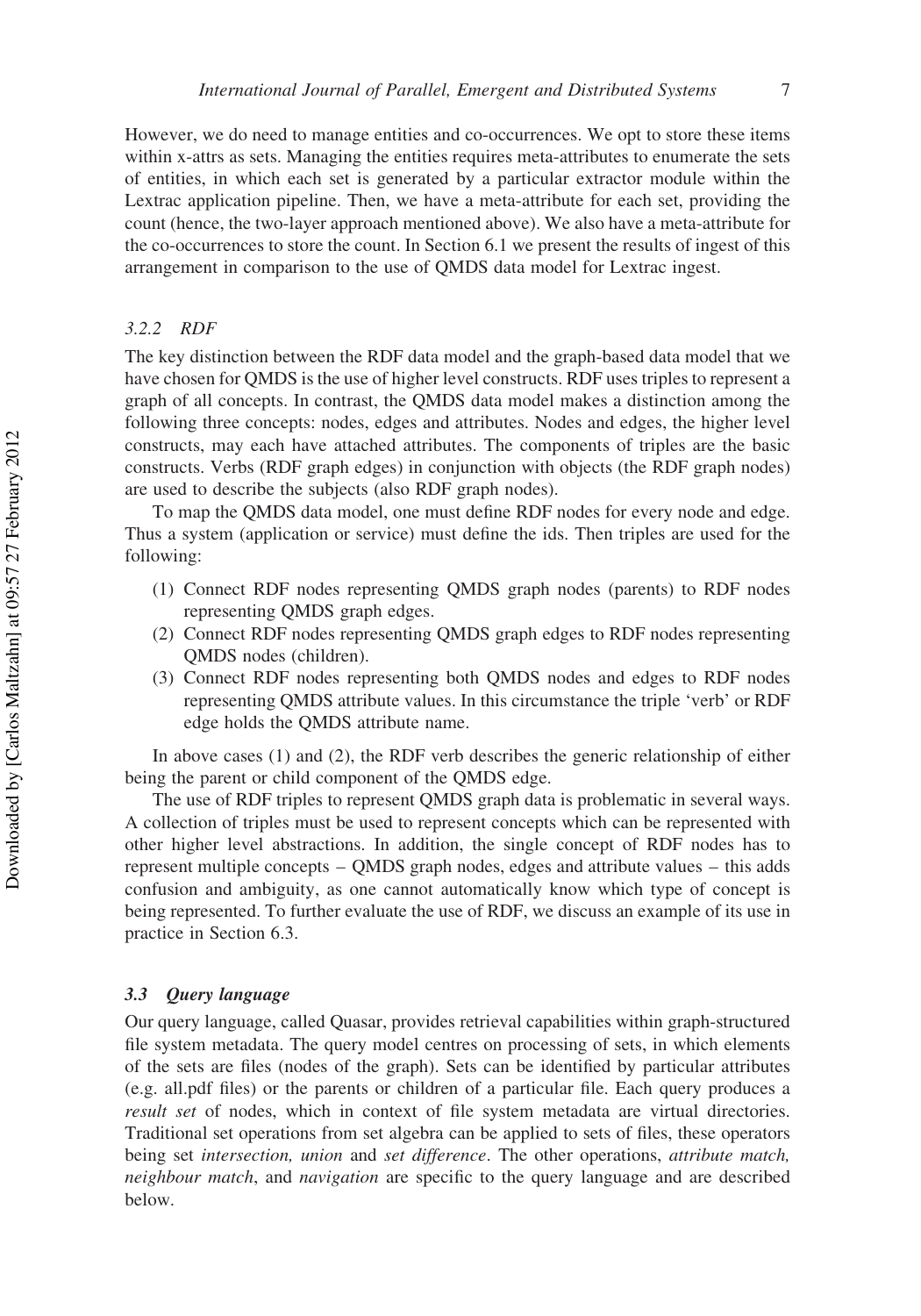However, we do need to manage entities and co-occurrences. We opt to store these items within x-attrs as sets. Managing the entities requires meta-attributes to enumerate the sets of entities, in which each set is generated by a particular extractor module within the Lextrac application pipeline. Then, we have a meta-attribute for each set, providing the count (hence, the two-layer approach mentioned above). We also have a meta-attribute for the co-occurrences to store the count. In Section 6.1 we present the results of ingest of this arrangement in comparison to the use of QMDS data model for Lextrac ingest.

#### 3.2.2 RDF

The key distinction between the RDF data model and the graph-based data model that we have chosen for QMDS is the use of higher level constructs. RDF uses triples to represent a graph of all concepts. In contrast, the QMDS data model makes a distinction among the following three concepts: nodes, edges and attributes. Nodes and edges, the higher level constructs, may each have attached attributes. The components of triples are the basic constructs. Verbs (RDF graph edges) in conjunction with objects (the RDF graph nodes) are used to describe the subjects (also RDF graph nodes).

To map the QMDS data model, one must define RDF nodes for every node and edge. Thus a system (application or service) must define the ids. Then triples are used for the following:

(1) Connect RDF nodes representing QMDS graph nodes (parents) to RDF nodes representing QMDS graph edges.
(2) Connect RDF nodes representing QMDS graph edges to RDF nodes representing QMDS nodes (children).
(3) Connect RDF nodes representing both QMDS nodes and edges to RDF nodes representing QMDS attribute values. In this circumstance the triple 'verb' or RDF edge holds the QMDS attribute name.

In above cases (1) and (2), the RDF verb describes the generic relationship of either being the parent or child component of the QMDS edge.

The use of RDF triples to represent QMDS graph data is problematic in several ways. A collection of triples must be used to represent concepts which can be represented with other higher level abstractions. In addition, the single concept of RDF nodes has to represent multiple concepts – QMDS graph nodes, edges and attribute values – this adds confusion and ambiguity, as one cannot automatically know which type of concept is being represented. To further evaluate the use of RDF, we discuss an example of its use in practice in Section 6.3.

### 3.3 Query language

Our query language, called Quasar, provides retrieval capabilities within graph-structured file system metadata. The query model centres on processing of sets, in which elements of the sets are files (nodes of the graph). Sets can be identified by particular attributes (e.g. all.pdf files) or the parents or children of a particular file. Each query produces a *result set* of nodes, which in context of file system metadata are virtual directories. Traditional set operations from set algebra can be applied to sets of files, these operators being set *intersection, union* and *set difference*. The other operations, *attribute match, neighbour match*, and *navigation* are specific to the query language and are described below.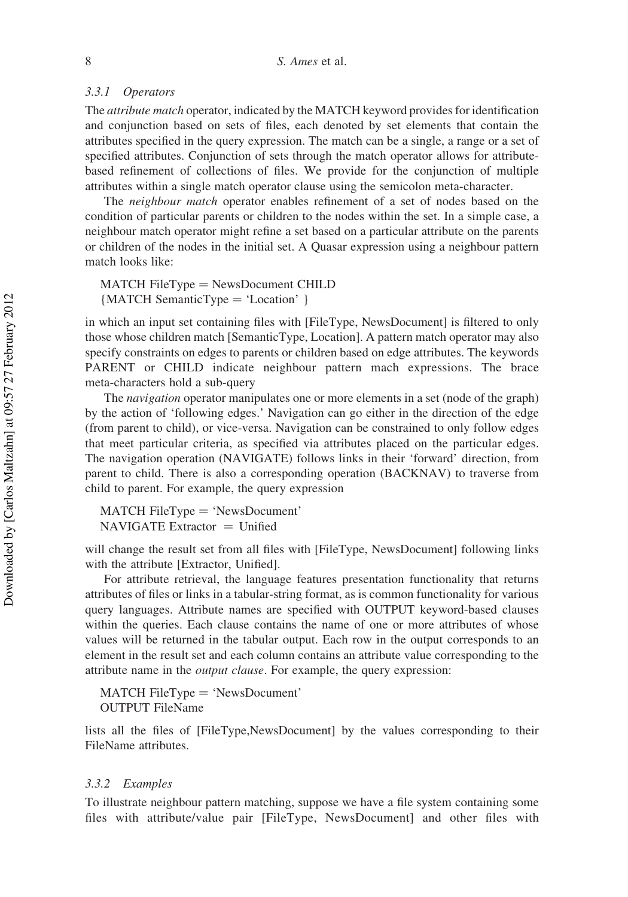### 3.3.1 Operators

The *attribute match* operator, indicated by the MATCH keyword provides for identification and conjunction based on sets of files, each denoted by set elements that contain the attributes specified in the query expression. The match can be a single, a range or a set of specified attributes. Conjunction of sets through the match operator allows for attribute-based refinement of collections of files. We provide for the conjunction of multiple attributes within a single match operator clause using the semicolon meta-character.

The *neighbour match* operator enables refinement of a set of nodes based on the condition of particular parents or children to the nodes within the set. In a simple case, a neighbour match operator might refine a set based on a particular attribute on the parents or children of the nodes in the initial set. A Quasar expression using a neighbour pattern match looks like:

```
MATCH FileType = NewsDocument CHILD
{MATCH SemanticType = 'Location' }
```

in which an input set containing files with [FileType, NewsDocument] is filtered to only those whose children match [SemanticType, Location]. A pattern match operator may also specify constraints on edges to parents or children based on edge attributes. The keywords PARENT or CHILD indicate neighbour pattern mach expressions. The brace meta-characters hold a sub-query

The *navigation* operator manipulates one or more elements in a set (node of the graph) by the action of 'following edges.' Navigation can go either in the direction of the edge (from parent to child), or vice-versa. Navigation can be constrained to only follow edges that meet particular criteria, as specified via attributes placed on the particular edges. The navigation operation (NAVIGATE) follows links in their 'forward' direction, from parent to child. There is also a corresponding operation (BACKNAV) to traverse from child to parent. For example, the query expression

```
MATCH FileType = 'NewsDocument'
NAVIGATE Extractor = Unified
```

will change the result set from all files with [FileType, NewsDocument] following links with the attribute [Extractor, Unified].

For attribute retrieval, the language features presentation functionality that returns attributes of files or links in a tabular-string format, as is common functionality for various query languages. Attribute names are specified with OUTPUT keyword-based clauses within the queries. Each clause contains the name of one or more attributes of whose values will be returned in the tabular output. Each row in the output corresponds to an element in the result set and each column contains an attribute value corresponding to the attribute name in the *output clause*. For example, the query expression:

```
MATCH FileType = 'NewsDocument'
OUTPUT FileName
```

lists all the files of [FileType,NewsDocument] by the values corresponding to their FileName attributes.

### 3.3.2 Examples

To illustrate neighbour pattern matching, suppose we have a file system containing some files with attribute/value pair [FileType, NewsDocument] and other files with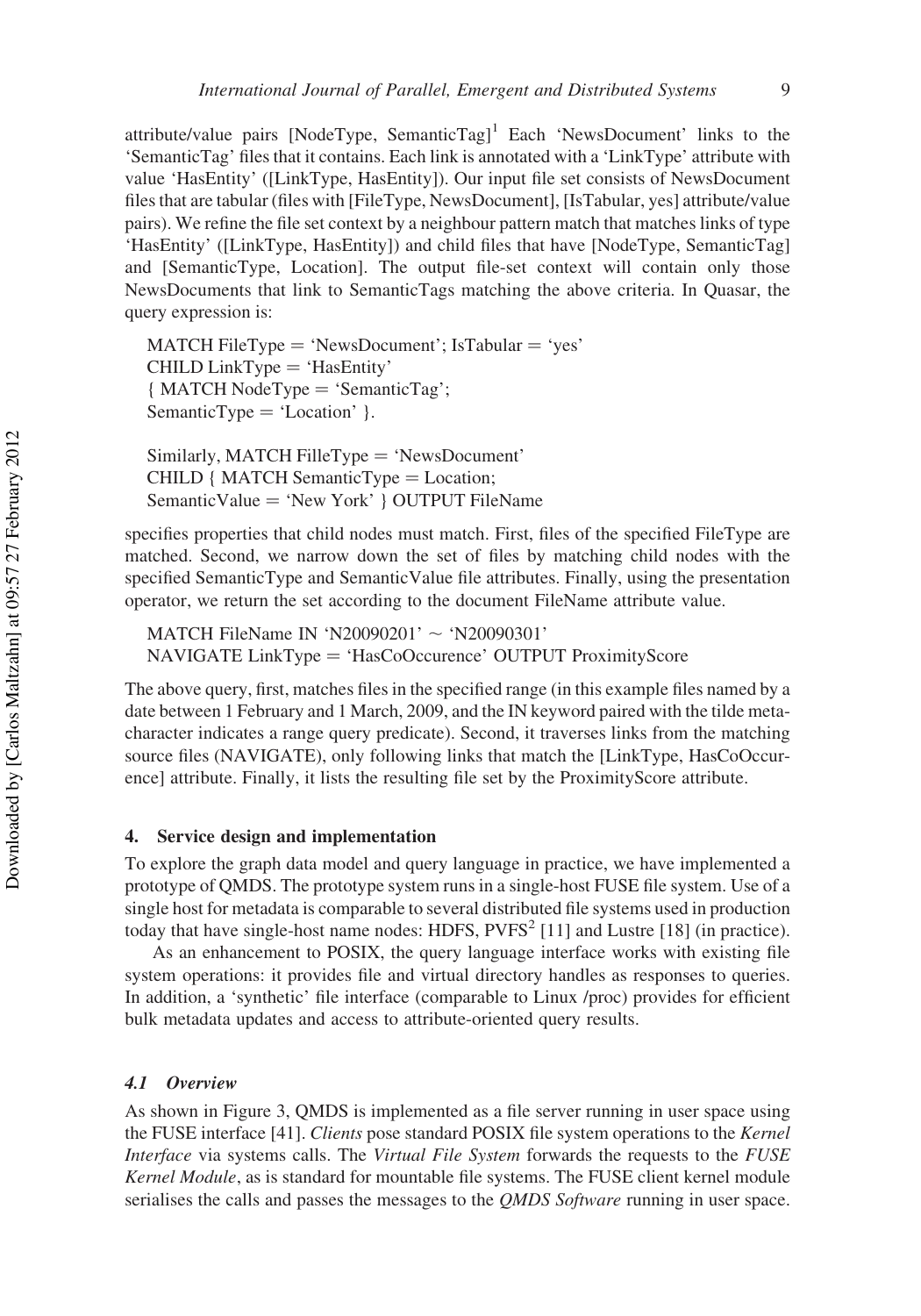attribute/value pairs [NodeType, SemanticTag][1] Each 'NewsDocument' links to the 'SemanticTag' files that it contains. Each link is annotated with a 'LinkType' attribute with value 'HasEntity' ([LinkType, HasEntity]). Our input file set consists of NewsDocument files that are tabular (files with [FileType, NewsDocument], [IsTabular, yes] attribute/value pairs). We refine the file set context by a neighbour pattern match that matches links of type 'HasEntity' ([LinkType, HasEntity]) and child files that have [NodeType, SemanticTag] and [SemanticType, Location]. The output file-set context will contain only those NewsDocuments that link to SemanticTags matching the above criteria. In Quasar, the query expression is:

```
MATCH FileType = 'NewsDocument'; IsTabular = 'yes'
CHILD LinkType = 'HasEntity'
{ MATCH NodeType = 'SemanticTag';
SemanticType = 'Location' }.
```

```
Similarly, MATCH FilleType = 'NewsDocument'
CHILD { MATCH SemanticType = Location;
SemanticValue = 'New York' } OUTPUT FileName
```

specifies properties that child nodes must match. First, files of the specified FileType are matched. Second, we narrow down the set of files by matching child nodes with the specified SemanticType and SemanticValue file attributes. Finally, using the presentation operator, we return the set according to the document FileName attribute value.

```
MATCH FileName IN 'N20090201' ~ 'N20090301'
NAVIGATE LinkType = 'HasCoOccurence' OUTPUT ProximityScore
```

The above query, first, matches files in the specified range (in this example files named by a date between 1 February and 1 March, 2009, and the IN keyword paired with the tilde metacharacter indicates a range query predicate). Second, it traverses links from the matching source files (NAVIGATE), only following links that match the [LinkType, HasCoOccurence] attribute. Finally, it lists the resulting file set by the ProximityScore attribute.

## 4. Service design and implementation

To explore the graph data model and query language in practice, we have implemented a prototype of QMDS. The prototype system runs in a single-host FUSE file system. Use of a single host for metadata is comparable to several distributed file systems used in production today that have single-host name nodes: HDFS, PVFS[2] [11] and Lustre [18] (in practice).

As an enhancement to POSIX, the query language interface works with existing file system operations: it provides file and virtual directory handles as responses to queries. In addition, a 'synthetic' file interface (comparable to Linux /proc) provides for efficient bulk metadata updates and access to attribute-oriented query results.

### 4.1 Overview

As shown in Figure 3, QMDS is implemented as a file server running in user space using the FUSE interface [41]. *Clients* pose standard POSIX file system operations to the *Kernel Interface* via systems calls. The *Virtual File System* forwards the requests to the *FUSE Kernel Module*, as is standard for mountable file systems. The FUSE client kernel module serialises the calls and passes the messages to the *QMDS Software* running in user space.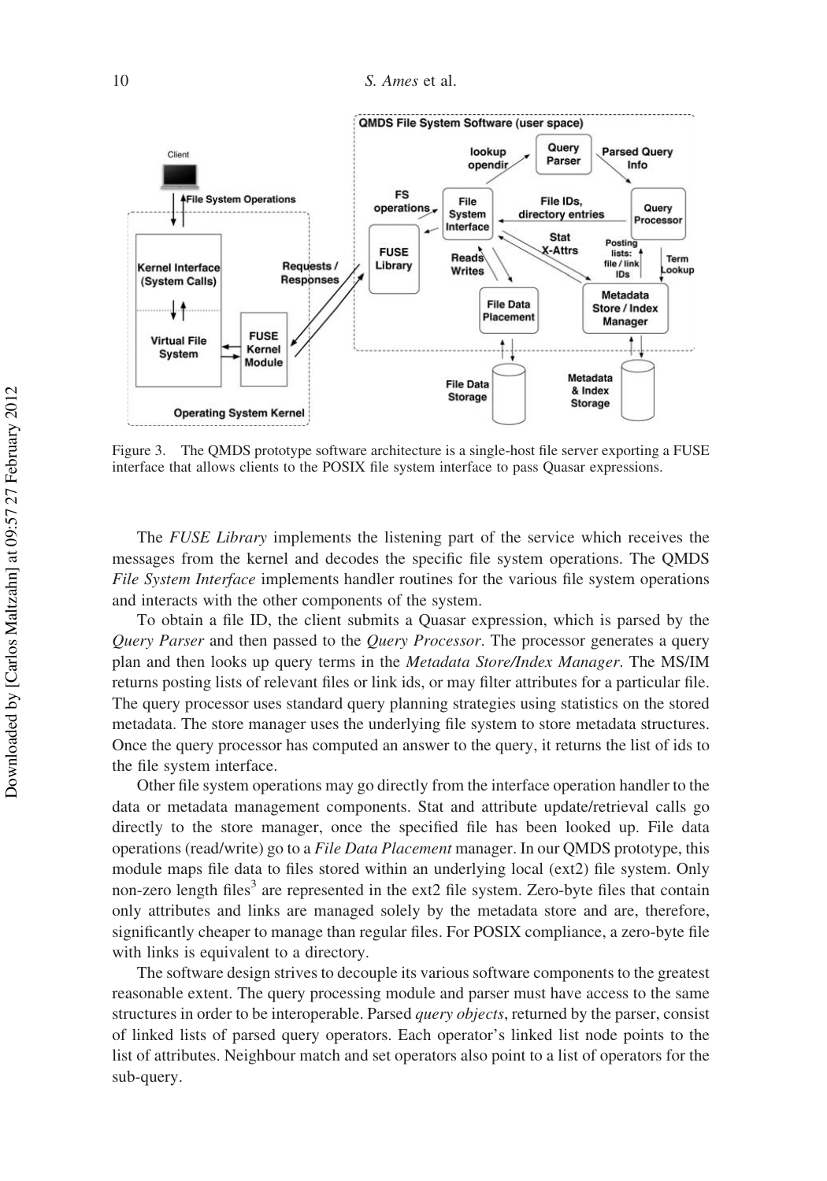QMDS File System Software (user space)

Client

File System Operations

Kernel Interface (System Calls)

Virtual File System

FUSE Kernel Module

Operating System Kernel

Requests / Responses

FUSE Library

FS operations

File System Interface

lookup opendir

Query Parser

Parsed Query Info

Query Processor

File IDs, directory entries

Stat X-Attrs

Posting lists: file / link IDs

Term Lookup

Reads Writes

File Data Placement

Metadata Store / Index Manager

File Data Storage

Metadata & Index Storage

Figure 3. The QMDS prototype software architecture is a single-host file server exporting a FUSE interface that allows clients to the POSIX file system interface to pass Quasar expressions.

The *FUSE Library* implements the listening part of the service which receives the messages from the kernel and decodes the specific file system operations. The QMDS *File System Interface* implements handler routines for the various file system operations and interacts with the other components of the system.

To obtain a file ID, the client submits a Quasar expression, which is parsed by the *Query Parser* and then passed to the *Query Processor*. The processor generates a query plan and then looks up query terms in the *Metadata Store/Index Manager*. The MS/IM returns posting lists of relevant files or link ids, or may filter attributes for a particular file. The query processor uses standard query planning strategies using statistics on the stored metadata. The store manager uses the underlying file system to store metadata structures. Once the query processor has computed an answer to the query, it returns the list of ids to the file system interface.

Other file system operations may go directly from the interface operation handler to the data or metadata management components. Stat and attribute update/retrieval calls go directly to the store manager, once the specified file has been looked up. File data operations (read/write) go to a *File Data Placement* manager. In our QMDS prototype, this module maps file data to files stored within an underlying local (ext2) file system. Only non-zero length files[3] are represented in the ext2 file system. Zero-byte files that contain only attributes and links are managed solely by the metadata store and are, therefore, significantly cheaper to manage than regular files. For POSIX compliance, a zero-byte file with links is equivalent to a directory.

The software design strives to decouple its various software components to the greatest reasonable extent. The query processing module and parser must have access to the same structures in order to be interoperable. Parsed *query objects*, returned by the parser, consist of linked lists of parsed query operators. Each operator's linked list node points to the list of attributes. Neighbour match and set operators also point to a list of operators for the sub-query.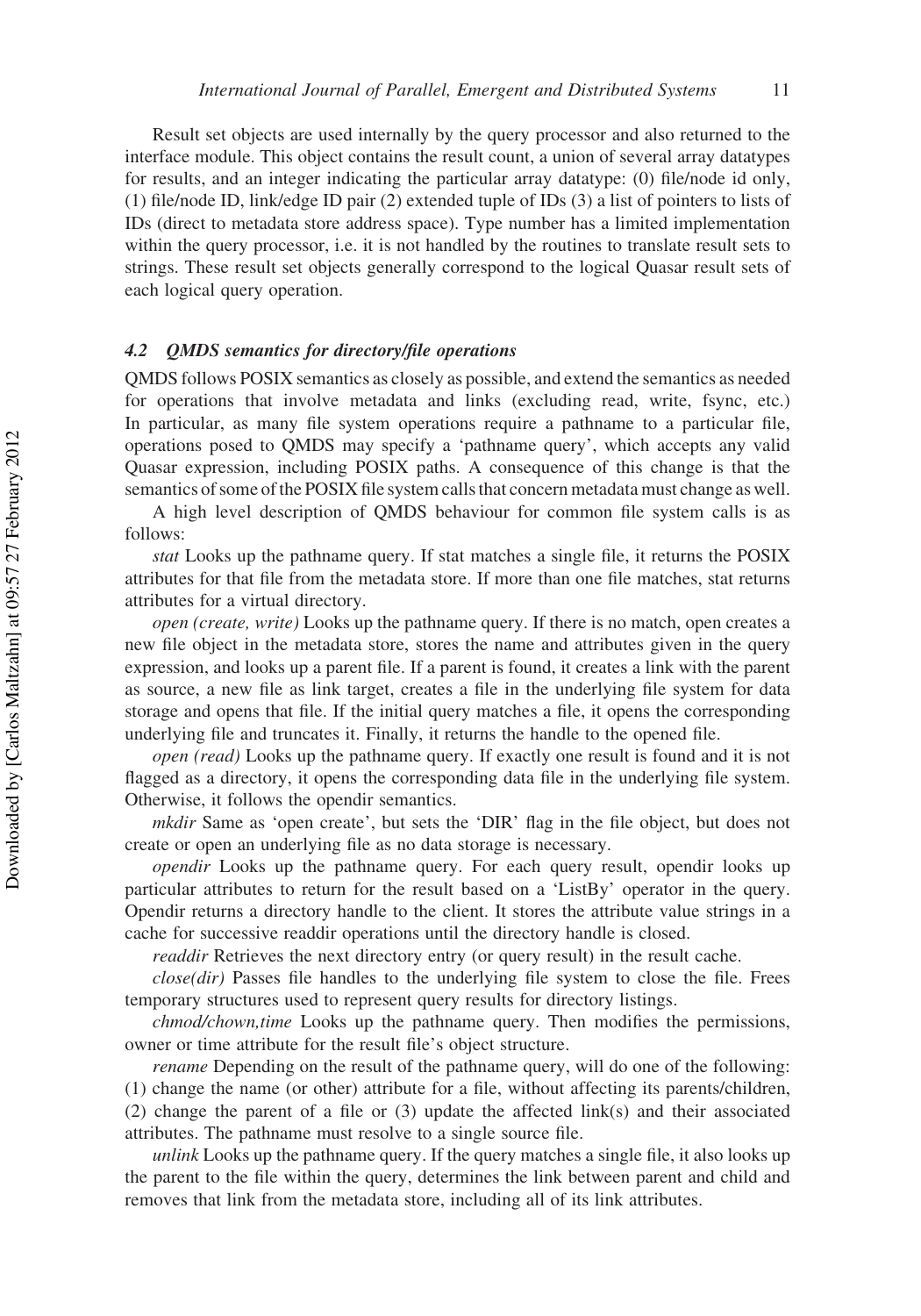Result set objects are used internally by the query processor and also returned to the interface module. This object contains the result count, a union of several array datatypes for results, and an integer indicating the particular array datatype: (0) file/node id only, (1) file/node ID, link/edge ID pair (2) extended tuple of IDs (3) a list of pointers to lists of IDs (direct to metadata store address space). Type number has a limited implementation within the query processor, i.e. it is not handled by the routines to translate result sets to strings. These result set objects generally correspond to the logical Quasar result sets of each logical query operation.

### 4.2 QMDS semantics for directory/file operations

QMDS follows POSIX semantics as closely as possible, and extend the semantics as needed for operations that involve metadata and links (excluding read, write, fsync, etc.) In particular, as many file system operations require a pathname to a particular file, operations posed to QMDS may specify a 'pathname query', which accepts any valid Quasar expression, including POSIX paths. A consequence of this change is that the semantics of some of the POSIX file system calls that concern metadata must change as well.

A high level description of QMDS behaviour for common file system calls is as follows:

*stat* Looks up the pathname query. If stat matches a single file, it returns the POSIX attributes for that file from the metadata store. If more than one file matches, stat returns attributes for a virtual directory.

*open (create, write)* Looks up the pathname query. If there is no match, open creates a new file object in the metadata store, stores the name and attributes given in the query expression, and looks up a parent file. If a parent is found, it creates a link with the parent as source, a new file as link target, creates a file in the underlying file system for data storage and opens that file. If the initial query matches a file, it opens the corresponding underlying file and truncates it. Finally, it returns the handle to the opened file.

*open (read)* Looks up the pathname query. If exactly one result is found and it is not flagged as a directory, it opens the corresponding data file in the underlying file system. Otherwise, it follows the opendir semantics.

*mkdir* Same as 'open create', but sets the 'DIR' flag in the file object, but does not create or open an underlying file as no data storage is necessary.

*opendir* Looks up the pathname query. For each query result, opendir looks up particular attributes to return for the result based on a 'ListBy' operator in the query. Opendir returns a directory handle to the client. It stores the attribute value strings in a cache for successive readdir operations until the directory handle is closed.

*readdir* Retrieves the next directory entry (or query result) in the result cache.

*close(dir)* Passes file handles to the underlying file system to close the file. Frees temporary structures used to represent query results for directory listings.

*chmod/chown,time* Looks up the pathname query. Then modifies the permissions, owner or time attribute for the result file's object structure.

*rename* Depending on the result of the pathname query, will do one of the following: (1) change the name (or other) attribute for a file, without affecting its parents/children, (2) change the parent of a file or (3) update the affected link(s) and their associated attributes. The pathname must resolve to a single source file.

*unlink* Looks up the pathname query. If the query matches a single file, it also looks up the parent to the file within the query, determines the link between parent and child and removes that link from the metadata store, including all of its link attributes.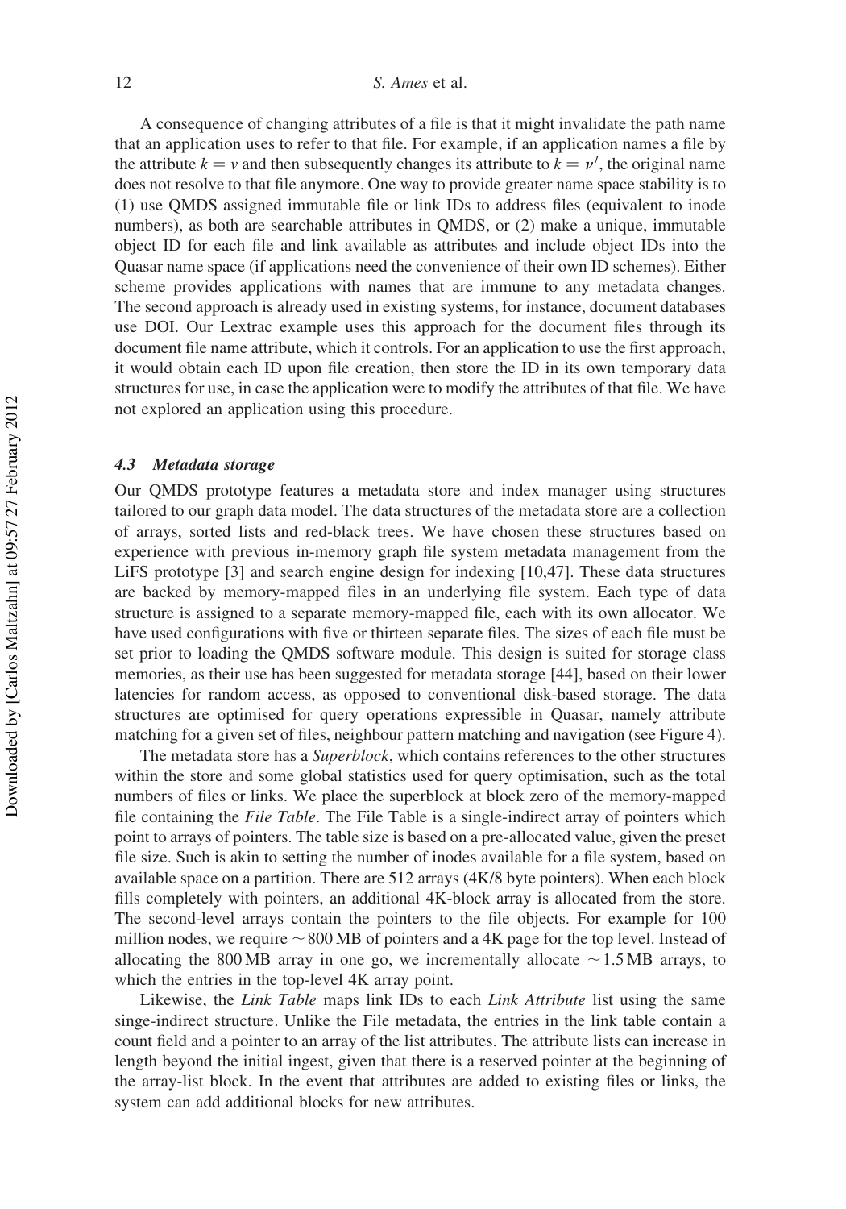A consequence of changing attributes of a file is that it might invalidate the path name that an application uses to refer to that file. For example, if an application names a file by the attribute $k = v$ and then subsequently changes its attribute to $k = v'$, the original name does not resolve to that file anymore. One way to provide greater name space stability is to (1) use QMDS assigned immutable file or link IDs to address files (equivalent to inode numbers), as both are searchable attributes in QMDS, or (2) make a unique, immutable object ID for each file and link available as attributes and include object IDs into the Quasar name space (if applications need the convenience of their own ID schemes). Either scheme provides applications with names that are immune to any metadata changes. The second approach is already used in existing systems, for instance, document databases use DOI. Our Lextrac example uses this approach for the document files through its document file name attribute, which it controls. For an application to use the first approach, it would obtain each ID upon file creation, then store the ID in its own temporary data structures for use, in case the application were to modify the attributes of that file. We have not explored an application using this procedure.

### 4.3 Metadata storage

Our QMDS prototype features a metadata store and index manager using structures tailored to our graph data model. The data structures of the metadata store are a collection of arrays, sorted lists and red-black trees. We have chosen these structures based on experience with previous in-memory graph file system metadata management from the LiFS prototype [3] and search engine design for indexing [10,47]. These data structures are backed by memory-mapped files in an underlying file system. Each type of data structure is assigned to a separate memory-mapped file, each with its own allocator. We have used configurations with five or thirteen separate files. The sizes of each file must be set prior to loading the QMDS software module. This design is suited for storage class memories, as their use has been suggested for metadata storage [44], based on their lower latencies for random access, as opposed to conventional disk-based storage. The data structures are optimised for query operations expressible in Quasar, namely attribute matching for a given set of files, neighbour pattern matching and navigation (see Figure 4).

The metadata store has a *Superblock*, which contains references to the other structures within the store and some global statistics used for query optimisation, such as the total numbers of files or links. We place the superblock at block zero of the memory-mapped file containing the *File Table*. The File Table is a single-indirect array of pointers which point to arrays of pointers. The table size is based on a pre-allocated value, given the preset file size. Such is akin to setting the number of inodes available for a file system, based on available space on a partition. There are 512 arrays (4K/8 byte pointers). When each block fills completely with pointers, an additional 4K-block array is allocated from the store. The second-level arrays contain the pointers to the file objects. For example for 100 million nodes, we require $\sim 800$ MB of pointers and a 4K page for the top level. Instead of allocating the 800 MB array in one go, we incrementally allocate $\sim 1.5$ MB arrays, to which the entries in the top-level 4K array point.

Likewise, the *Link Table* maps link IDs to each *Link Attribute* list using the same singe-indirect structure. Unlike the File metadata, the entries in the link table contain a count field and a pointer to an array of the list attributes. The attribute lists can increase in length beyond the initial ingest, given that there is a reserved pointer at the beginning of the array-list block. In the event that attributes are added to existing files or links, the system can add additional blocks for new attributes.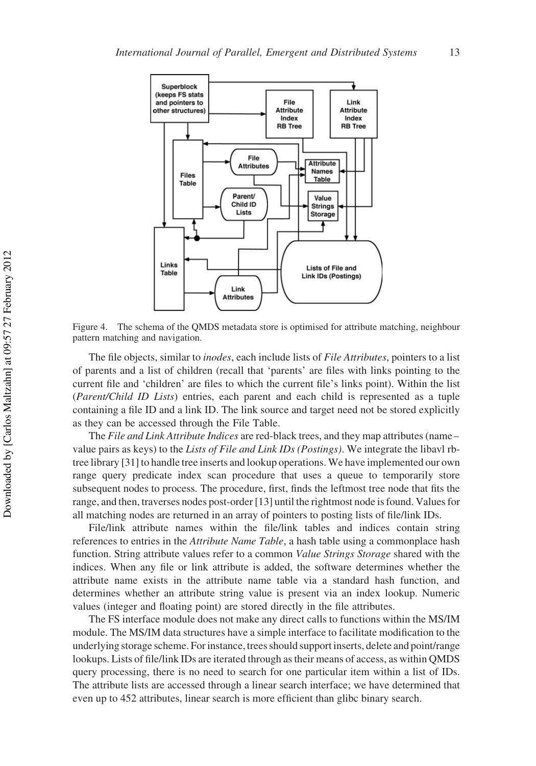Superblock (keeps FS stats and pointers to other structures)

File Attribute Index RB Tree

Link Attribute Index RB Tree

Files Table

File Attributes

Attribute Names Table

Parent/ Child ID Lists

Value Strings Storage

Links Table

Lists of File and Link IDs (Postings)

Link Attributes

Figure 4. The schema of the QMDS metadata store is optimised for attribute matching, neighbour pattern matching and navigation.

The file objects, similar to *inodes*, each include lists of *File Attributes*, pointers to a list of parents and a list of children (recall that 'parents' are files with links pointing to the current file and 'children' are files to which the current file's links point). Within the list (*Parent/Child ID Lists*) entries, each parent and each child is represented as a tuple containing a file ID and a link ID. The link source and target need not be stored explicitly as they can be accessed through the File Table.

The *File and Link Attribute Indices* are red-black trees, and they map attributes (name–value pairs as keys) to the *Lists of File and Link IDs (Postings)*. We integrate the libavl rb-tree library [31] to handle tree inserts and lookup operations. We have implemented our own range query predicate index scan procedure that uses a queue to temporarily store subsequent nodes to process. The procedure, first, finds the leftmost tree node that fits the range, and then, traverses nodes post-order [13] until the rightmost node is found. Values for all matching nodes are returned in an array of pointers to posting lists of file/link IDs.

File/link attribute names within the file/link tables and indices contain string references to entries in the *Attribute Name Table*, a hash table using a commonplace hash function. String attribute values refer to a common *Value Strings Storage* shared with the indices. When any file or link attribute is added, the software determines whether the attribute name exists in the attribute name table via a standard hash function, and determines whether an attribute string value is present via an index lookup. Numeric values (integer and floating point) are stored directly in the file attributes.

The FS interface module does not make any direct calls to functions within the MS/IM module. The MS/IM data structures have a simple interface to facilitate modification to the underlying storage scheme. For instance, trees should support inserts, delete and point/range lookups. Lists of file/link IDs are iterated through as their means of access, as within QMDS query processing, there is no need to search for one particular item within a list of IDs. The attribute lists are accessed through a linear search interface; we have determined that even up to 452 attributes, linear search is more efficient than glibc binary search.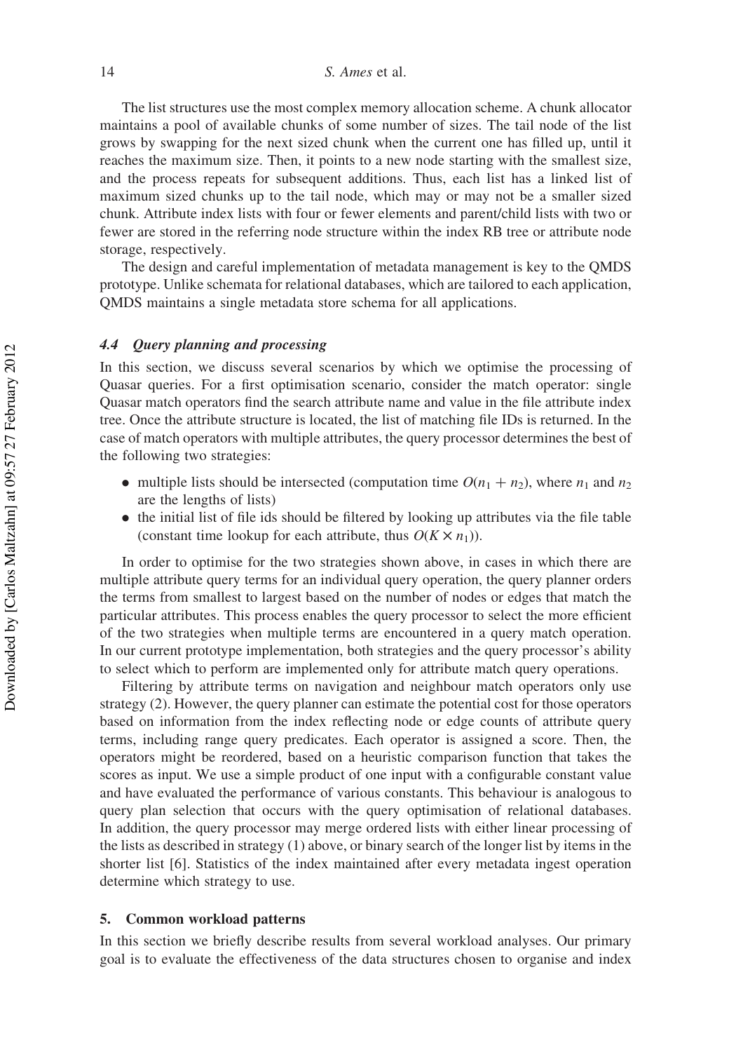The list structures use the most complex memory allocation scheme. A chunk allocator maintains a pool of available chunks of some number of sizes. The tail node of the list grows by swapping for the next sized chunk when the current one has filled up, until it reaches the maximum size. Then, it points to a new node starting with the smallest size, and the process repeats for subsequent additions. Thus, each list has a linked list of maximum sized chunks up to the tail node, which may or may not be a smaller sized chunk. Attribute index lists with four or fewer elements and parent/child lists with two or fewer are stored in the referring node structure within the index RB tree or attribute node storage, respectively.

The design and careful implementation of metadata management is key to the QMDS prototype. Unlike schemata for relational databases, which are tailored to each application, QMDS maintains a single metadata store schema for all applications.

### *4.4 Query planning and processing*

In this section, we discuss several scenarios by which we optimise the processing of Quasar queries. For a first optimisation scenario, consider the match operator: single Quasar match operators find the search attribute name and value in the file attribute index tree. Once the attribute structure is located, the list of matching file IDs is returned. In the case of match operators with multiple attributes, the query processor determines the best of the following two strategies:

- multiple lists should be intersected (computation time $O(n_1 + n_2)$, where $n_1$ and $n_2$ are the lengths of lists)
- the initial list of file ids should be filtered by looking up attributes via the file table (constant time lookup for each attribute, thus $O(K \times n_1)$).

In order to optimise for the two strategies shown above, in cases in which there are multiple attribute query terms for an individual query operation, the query planner orders the terms from smallest to largest based on the number of nodes or edges that match the particular attributes. This process enables the query processor to select the more efficient of the two strategies when multiple terms are encountered in a query match operation. In our current prototype implementation, both strategies and the query processor's ability to select which to perform are implemented only for attribute match query operations.

Filtering by attribute terms on navigation and neighbour match operators only use strategy (2). However, the query planner can estimate the potential cost for those operators based on information from the index reflecting node or edge counts of attribute query terms, including range query predicates. Each operator is assigned a score. Then, the operators might be reordered, based on a heuristic comparison function that takes the scores as input. We use a simple product of one input with a configurable constant value and have evaluated the performance of various constants. This behaviour is analogous to query plan selection that occurs with the query optimisation of relational databases. In addition, the query processor may merge ordered lists with either linear processing of the lists as described in strategy (1) above, or binary search of the longer list by items in the shorter list [6]. Statistics of the index maintained after every metadata ingest operation determine which strategy to use.

## 5. Common workload patterns

In this section we briefly describe results from several workload analyses. Our primary goal is to evaluate the effectiveness of the data structures chosen to organise and index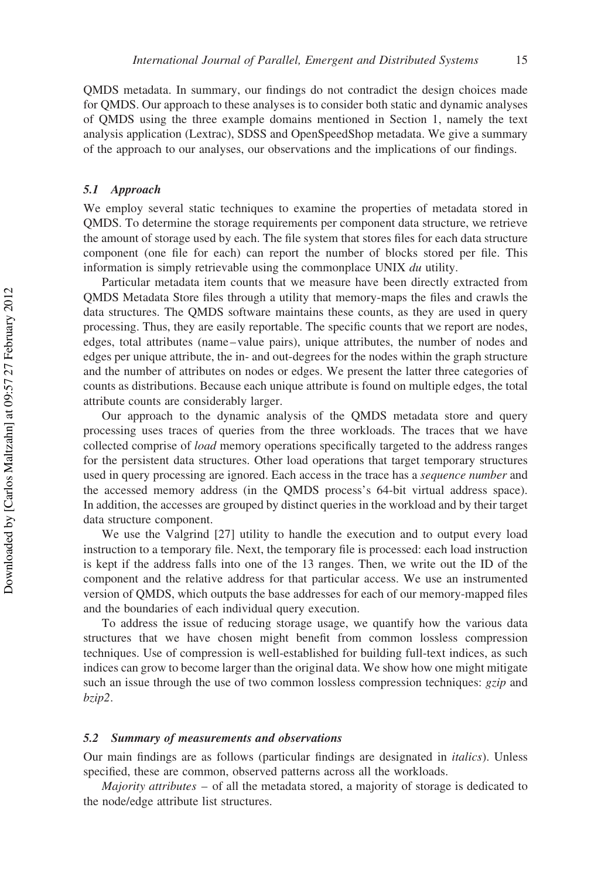QMDS metadata. In summary, our findings do not contradict the design choices made for QMDS. Our approach to these analyses is to consider both static and dynamic analyses of QMDS using the three example domains mentioned in Section 1, namely the text analysis application (Lextrac), SDSS and OpenSpeedShop metadata. We give a summary of the approach to our analyses, our observations and the implications of our findings.

### *5.1 Approach*

We employ several static techniques to examine the properties of metadata stored in QMDS. To determine the storage requirements per component data structure, we retrieve the amount of storage used by each. The file system that stores files for each data structure component (one file for each) can report the number of blocks stored per file. This information is simply retrievable using the commonplace UNIX *du* utility.

Particular metadata item counts that we measure have been directly extracted from QMDS Metadata Store files through a utility that memory-maps the files and crawls the data structures. The QMDS software maintains these counts, as they are used in query processing. Thus, they are easily reportable. The specific counts that we report are nodes, edges, total attributes (name–value pairs), unique attributes, the number of nodes and edges per unique attribute, the in- and out-degrees for the nodes within the graph structure and the number of attributes on nodes or edges. We present the latter three categories of counts as distributions. Because each unique attribute is found on multiple edges, the total attribute counts are considerably larger.

Our approach to the dynamic analysis of the QMDS metadata store and query processing uses traces of queries from the three workloads. The traces that we have collected comprise of *load* memory operations specifically targeted to the address ranges for the persistent data structures. Other load operations that target temporary structures used in query processing are ignored. Each access in the trace has a *sequence number* and the accessed memory address (in the QMDS process's 64-bit virtual address space). In addition, the accesses are grouped by distinct queries in the workload and by their target data structure component.

We use the Valgrind [27] utility to handle the execution and to output every load instruction to a temporary file. Next, the temporary file is processed: each load instruction is kept if the address falls into one of the 13 ranges. Then, we write out the ID of the component and the relative address for that particular access. We use an instrumented version of QMDS, which outputs the base addresses for each of our memory-mapped files and the boundaries of each individual query execution.

To address the issue of reducing storage usage, we quantify how the various data structures that we have chosen might benefit from common lossless compression techniques. Use of compression is well-established for building full-text indices, as such indices can grow to become larger than the original data. We show how one might mitigate such an issue through the use of two common lossless compression techniques: *gzip* and *bzip2*.

### *5.2 Summary of measurements and observations*

Our main findings are as follows (particular findings are designated in *italics*). Unless specified, these are common, observed patterns across all the workloads.

*Majority attributes* – of all the metadata stored, a majority of storage is dedicated to the node/edge attribute list structures.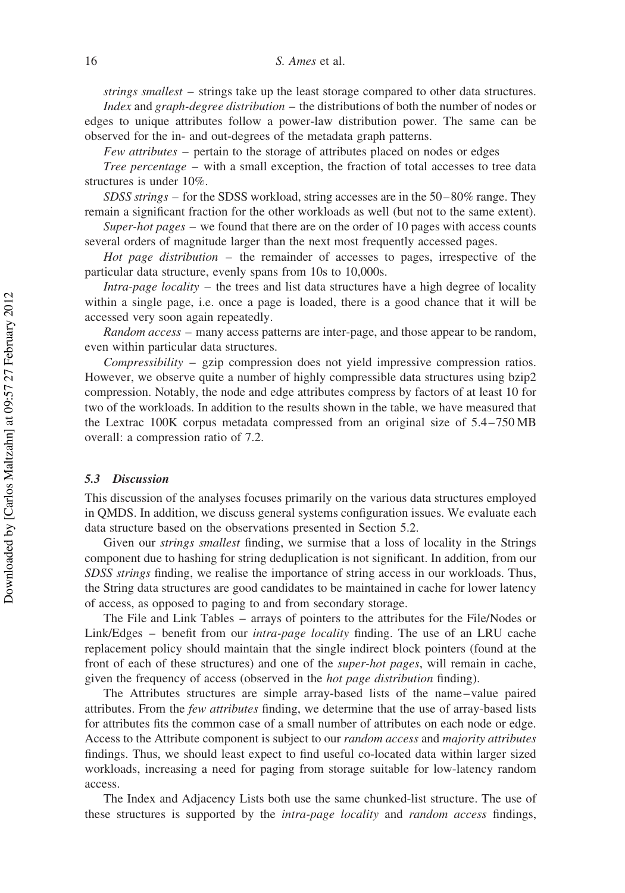*strings smallest* – strings take up the least storage compared to other data structures.

*Index* and *graph-degree distribution* – the distributions of both the number of nodes or edges to unique attributes follow a power-law distribution power. The same can be observed for the in- and out-degrees of the metadata graph patterns.

*Few attributes* – pertain to the storage of attributes placed on nodes or edges

*Tree percentage* – with a small exception, the fraction of total accesses to tree data structures is under 10%.

*SDSS strings* – for the SDSS workload, string accesses are in the 50–80% range. They remain a significant fraction for the other workloads as well (but not to the same extent).

*Super-hot pages* – we found that there are on the order of 10 pages with access counts several orders of magnitude larger than the next most frequently accessed pages.

*Hot page distribution* – the remainder of accesses to pages, irrespective of the particular data structure, evenly spans from 10s to 10,000s.

*Intra-page locality* – the trees and list data structures have a high degree of locality within a single page, i.e. once a page is loaded, there is a good chance that it will be accessed very soon again repeatedly.

*Random access* – many access patterns are inter-page, and those appear to be random, even within particular data structures.

*Compressibility* – gzip compression does not yield impressive compression ratios. However, we observe quite a number of highly compressible data structures using bzip2 compression. Notably, the node and edge attributes compress by factors of at least 10 for two of the workloads. In addition to the results shown in the table, we have measured that the Lextrac 100K corpus metadata compressed from an original size of 5.4–750 MB overall: a compression ratio of 7.2.

### 5.3 Discussion

This discussion of the analyses focuses primarily on the various data structures employed in QMDS. In addition, we discuss general systems configuration issues. We evaluate each data structure based on the observations presented in Section 5.2.

Given our *strings smallest* finding, we surmise that a loss of locality in the Strings component due to hashing for string deduplication is not significant. In addition, from our *SDSS strings* finding, we realise the importance of string access in our workloads. Thus, the String data structures are good candidates to be maintained in cache for lower latency of access, as opposed to paging to and from secondary storage.

The File and Link Tables – arrays of pointers to the attributes for the File/Nodes or Link/Edges – benefit from our *intra-page locality* finding. The use of an LRU cache replacement policy should maintain that the single indirect block pointers (found at the front of each of these structures) and one of the *super-hot pages*, will remain in cache, given the frequency of access (observed in the *hot page distribution* finding).

The Attributes structures are simple array-based lists of the name–value paired attributes. From the *few attributes* finding, we determine that the use of array-based lists for attributes fits the common case of a small number of attributes on each node or edge. Access to the Attribute component is subject to our *random access* and *majority attributes* findings. Thus, we should least expect to find useful co-located data within larger sized workloads, increasing a need for paging from storage suitable for low-latency random access.

The Index and Adjacency Lists both use the same chunked-list structure. The use of these structures is supported by the *intra-page locality* and *random access* findings,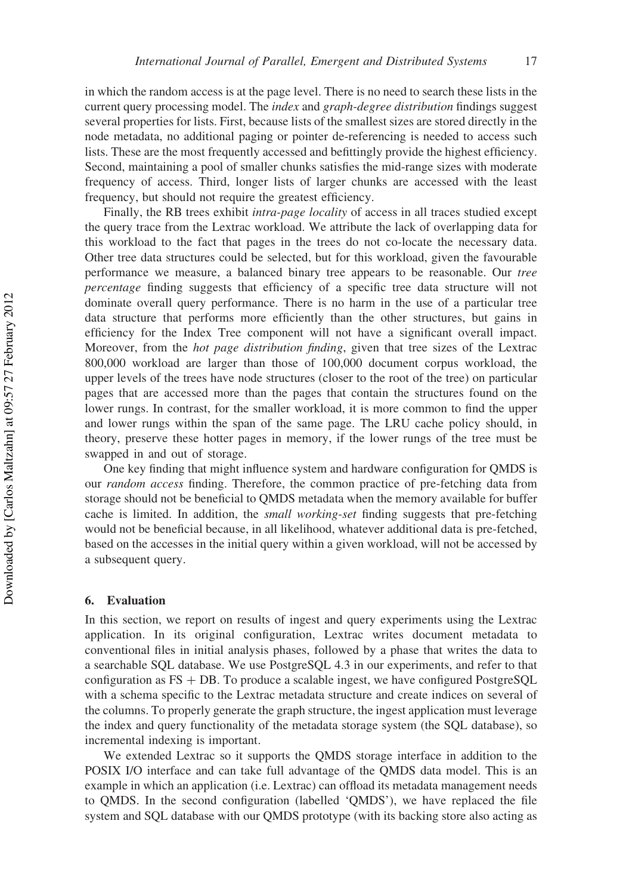in which the random access is at the page level. There is no need to search these lists in the current query processing model. The *index* and *graph-degree distribution* findings suggest several properties for lists. First, because lists of the smallest sizes are stored directly in the node metadata, no additional paging or pointer de-referencing is needed to access such lists. These are the most frequently accessed and befittingly provide the highest efficiency. Second, maintaining a pool of smaller chunks satisfies the mid-range sizes with moderate frequency of access. Third, longer lists of larger chunks are accessed with the least frequency, but should not require the greatest efficiency.

Finally, the RB trees exhibit *intra-page locality* of access in all traces studied except the query trace from the Lextrac workload. We attribute the lack of overlapping data for this workload to the fact that pages in the trees do not co-locate the necessary data. Other tree data structures could be selected, but for this workload, given the favourable performance we measure, a balanced binary tree appears to be reasonable. Our *tree percentage* finding suggests that efficiency of a specific tree data structure will not dominate overall query performance. There is no harm in the use of a particular tree data structure that performs more efficiently than the other structures, but gains in efficiency for the Index Tree component will not have a significant overall impact. Moreover, from the *hot page distribution finding*, given that tree sizes of the Lextrac 800,000 workload are larger than those of 100,000 document corpus workload, the upper levels of the trees have node structures (closer to the root of the tree) on particular pages that are accessed more than the pages that contain the structures found on the lower rungs. In contrast, for the smaller workload, it is more common to find the upper and lower rungs within the span of the same page. The LRU cache policy should, in theory, preserve these hotter pages in memory, if the lower rungs of the tree must be swapped in and out of storage.

One key finding that might influence system and hardware configuration for QMDS is our *random access* finding. Therefore, the common practice of pre-fetching data from storage should not be beneficial to QMDS metadata when the memory available for buffer cache is limited. In addition, the *small working-set* finding suggests that pre-fetching would not be beneficial because, in all likelihood, whatever additional data is pre-fetched, based on the accesses in the initial query within a given workload, will not be accessed by a subsequent query.

## 6. Evaluation

In this section, we report on results of ingest and query experiments using the Lextrac application. In its original configuration, Lextrac writes document metadata to conventional files in initial analysis phases, followed by a phase that writes the data to a searchable SQL database. We use PostgreSQL 4.3 in our experiments, and refer to that configuration as FS + DB. To produce a scalable ingest, we have configured PostgreSQL with a schema specific to the Lextrac metadata structure and create indices on several of the columns. To properly generate the graph structure, the ingest application must leverage the index and query functionality of the metadata storage system (the SQL database), so incremental indexing is important.

We extended Lextrac so it supports the QMDS storage interface in addition to the POSIX I/O interface and can take full advantage of the QMDS data model. This is an example in which an application (i.e. Lextrac) can offload its metadata management needs to QMDS. In the second configuration (labelled 'QMDS'), we have replaced the file system and SQL database with our QMDS prototype (with its backing store also acting as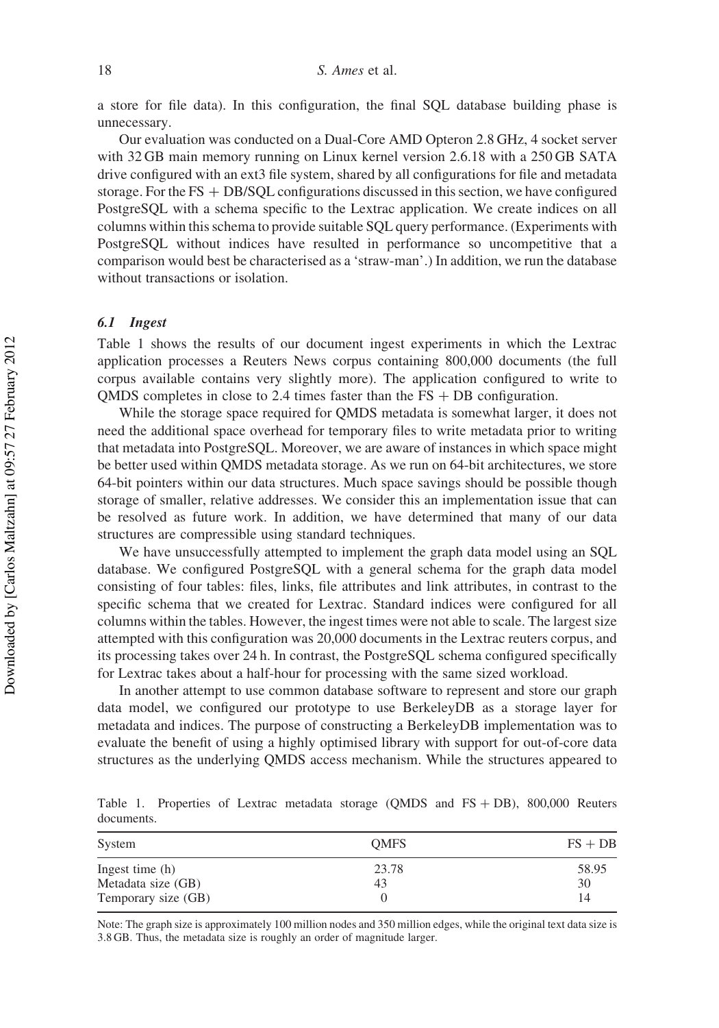a store for file data). In this configuration, the final SQL database building phase is unnecessary.

Our evaluation was conducted on a Dual-Core AMD Opteron 2.8 GHz, 4 socket server with 32 GB main memory running on Linux kernel version 2.6.18 with a 250 GB SATA drive configured with an ext3 file system, shared by all configurations for file and metadata storage. For the FS + DB/SQL configurations discussed in this section, we have configured PostgreSQL with a schema specific to the Lextrac application. We create indices on all columns within this schema to provide suitable SQL query performance. (Experiments with PostgreSQL without indices have resulted in performance so uncompetitive that a comparison would best be characterised as a 'straw-man'.) In addition, we run the database without transactions or isolation.

### *6.1 Ingest*

Table 1 shows the results of our document ingest experiments in which the Lextrac application processes a Reuters News corpus containing 800,000 documents (the full corpus available contains very slightly more). The application configured to write to QMDS completes in close to 2.4 times faster than the FS + DB configuration.

While the storage space required for QMDS metadata is somewhat larger, it does not need the additional space overhead for temporary files to write metadata prior to writing that metadata into PostgreSQL. Moreover, we are aware of instances in which space might be better used within QMDS metadata storage. As we run on 64-bit architectures, we store 64-bit pointers within our data structures. Much space savings should be possible though storage of smaller, relative addresses. We consider this an implementation issue that can be resolved as future work. In addition, we have determined that many of our data structures are compressible using standard techniques.

We have unsuccessfully attempted to implement the graph data model using an SQL database. We configured PostgreSQL with a general schema for the graph data model consisting of four tables: files, links, file attributes and link attributes, in contrast to the specific schema that we created for Lextrac. Standard indices were configured for all columns within the tables. However, the ingest times were not able to scale. The largest size attempted with this configuration was 20,000 documents in the Lextrac reuters corpus, and its processing takes over 24 h. In contrast, the PostgreSQL schema configured specifically for Lextrac takes about a half-hour for processing with the same sized workload.

In another attempt to use common database software to represent and store our graph data model, we configured our prototype to use BerkeleyDB as a storage layer for metadata and indices. The purpose of constructing a BerkeleyDB implementation was to evaluate the benefit of using a highly optimised library with support for out-of-core data structures as the underlying QMDS access mechanism. While the structures appeared to

Table 1. Properties of Lextrac metadata storage (QMDS and FS + DB), 800,000 Reuters documents.

| System | QMFS | FS + DB |
|---|---|---|
| Ingest time (h) | 23.78 | 58.95 |
| Metadata size (GB) | 43 | 30 |
| Temporary size (GB) | 0 | 14 |

Note: The graph size is approximately 100 million nodes and 350 million edges, while the original text data size is 3.8 GB. Thus, the metadata size is roughly an order of magnitude larger.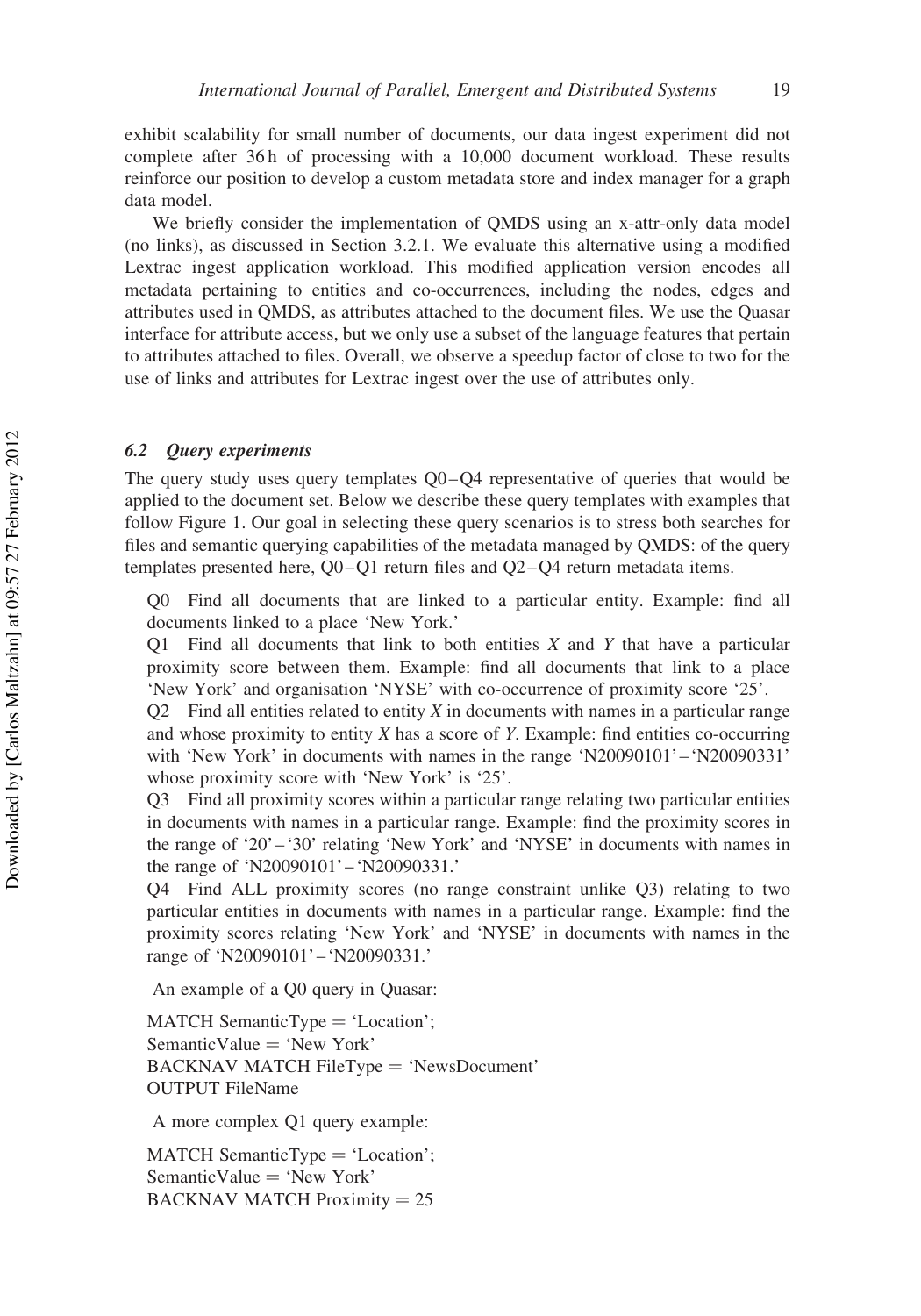exhibit scalability for small number of documents, our data ingest experiment did not complete after 36 h of processing with a 10,000 document workload. These results reinforce our position to develop a custom metadata store and index manager for a graph data model.

We briefly consider the implementation of QMDS using an x-attr-only data model (no links), as discussed in Section 3.2.1. We evaluate this alternative using a modified Lextrac ingest application workload. This modified application version encodes all metadata pertaining to entities and co-occurrences, including the nodes, edges and attributes used in QMDS, as attributes attached to the document files. We use the Quasar interface for attribute access, but we only use a subset of the language features that pertain to attributes attached to files. Overall, we observe a speedup factor of close to two for the use of links and attributes for Lextrac ingest over the use of attributes only.

### 6.2 Query experiments

The query study uses query templates Q0–Q4 representative of queries that would be applied to the document set. Below we describe these query templates with examples that follow Figure 1. Our goal in selecting these query scenarios is to stress both searches for files and semantic querying capabilities of the metadata managed by QMDS: of the query templates presented here, Q0–Q1 return files and Q2–Q4 return metadata items.

Q0 Find all documents that are linked to a particular entity. Example: find all documents linked to a place 'New York.'

Q1 Find all documents that link to both entities *X* and *Y* that have a particular proximity score between them. Example: find all documents that link to a place 'New York' and organisation 'NYSE' with co-occurrence of proximity score '25'.

Q2 Find all entities related to entity *X* in documents with names in a particular range and whose proximity to entity *X* has a score of *Y*. Example: find entities co-occurring with 'New York' in documents with names in the range 'N20090101'–'N20090331' whose proximity score with 'New York' is '25'.

Q3 Find all proximity scores within a particular range relating two particular entities in documents with names in a particular range. Example: find the proximity scores in the range of '20'–'30' relating 'New York' and 'NYSE' in documents with names in the range of 'N20090101'–'N20090331.'

Q4 Find ALL proximity scores (no range constraint unlike Q3) relating to two particular entities in documents with names in a particular range. Example: find the proximity scores relating 'New York' and 'NYSE' in documents with names in the range of 'N20090101'–'N20090331.'

An example of a Q0 query in Quasar:

```
MATCH SemanticType = 'Location';
SemanticValue = 'New York'
BACKNAV MATCH FileType = 'NewsDocument'
OUTPUT FileName
```

A more complex Q1 query example:

```
MATCH SemanticType = 'Location';
SemanticValue = 'New York'
BACKNAV MATCH Proximity = 25
```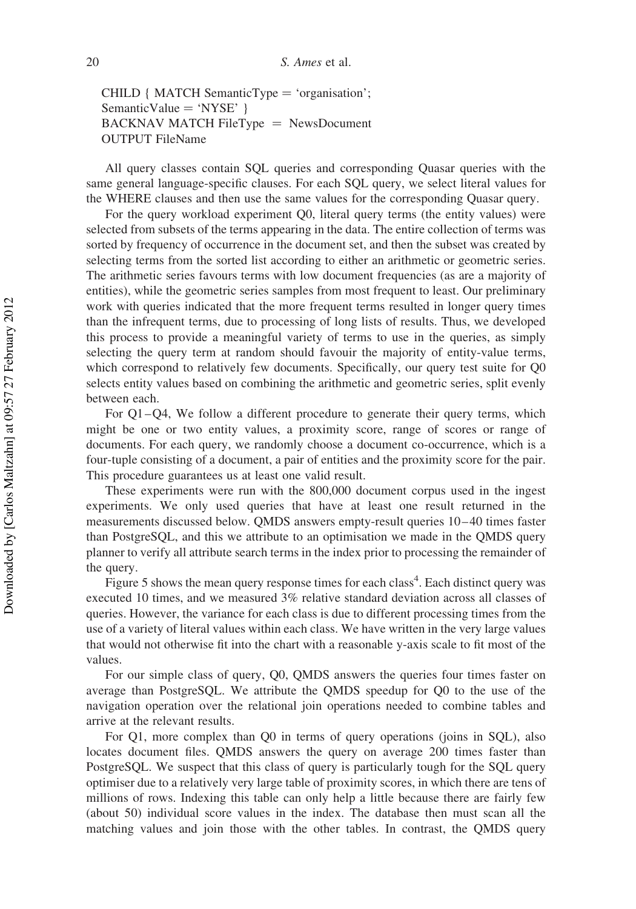```
CHILD { MATCH SemanticType = 'organisation';
SemanticValue = 'NYSE' }
BACKNAV MATCH FileType = NewsDocument
OUTPUT FileName
```

All query classes contain SQL queries and corresponding Quasar queries with the same general language-specific clauses. For each SQL query, we select literal values for the WHERE clauses and then use the same values for the corresponding Quasar query.

For the query workload experiment Q0, literal query terms (the entity values) were selected from subsets of the terms appearing in the data. The entire collection of terms was sorted by frequency of occurrence in the document set, and then the subset was created by selecting terms from the sorted list according to either an arithmetic or geometric series. The arithmetic series favours terms with low document frequencies (as are a majority of entities), while the geometric series samples from most frequent to least. Our preliminary work with queries indicated that the more frequent terms resulted in longer query times than the infrequent terms, due to processing of long lists of results. Thus, we developed this process to provide a meaningful variety of terms to use in the queries, as simply selecting the query term at random should favouir the majority of entity-value terms, which correspond to relatively few documents. Specifically, our query test suite for Q0 selects entity values based on combining the arithmetic and geometric series, split evenly between each.

For Q1–Q4, We follow a different procedure to generate their query terms, which might be one or two entity values, a proximity score, range of scores or range of documents. For each query, we randomly choose a document co-occurrence, which is a four-tuple consisting of a document, a pair of entities and the proximity score for the pair. This procedure guarantees us at least one valid result.

These experiments were run with the 800,000 document corpus used in the ingest experiments. We only used queries that have at least one result returned in the measurements discussed below. QMDS answers empty-result queries 10–40 times faster than PostgreSQL, and this we attribute to an optimisation we made in the QMDS query planner to verify all attribute search terms in the index prior to processing the remainder of the query.

Figure 5 shows the mean query response times for each class[4]. Each distinct query was executed 10 times, and we measured 3% relative standard deviation across all classes of queries. However, the variance for each class is due to different processing times from the use of a variety of literal values within each class. We have written in the very large values that would not otherwise fit into the chart with a reasonable y-axis scale to fit most of the values.

For our simple class of query, Q0, QMDS answers the queries four times faster on average than PostgreSQL. We attribute the QMDS speedup for Q0 to the use of the navigation operation over the relational join operations needed to combine tables and arrive at the relevant results.

For Q1, more complex than Q0 in terms of query operations (joins in SQL), also locates document files. QMDS answers the query on average 200 times faster than PostgreSQL. We suspect that this class of query is particularly tough for the SQL query optimiser due to a relatively very large table of proximity scores, in which there are tens of millions of rows. Indexing this table can only help a little because there are fairly few (about 50) individual score values in the index. The database then must scan all the matching values and join those with the other tables. In contrast, the QMDS query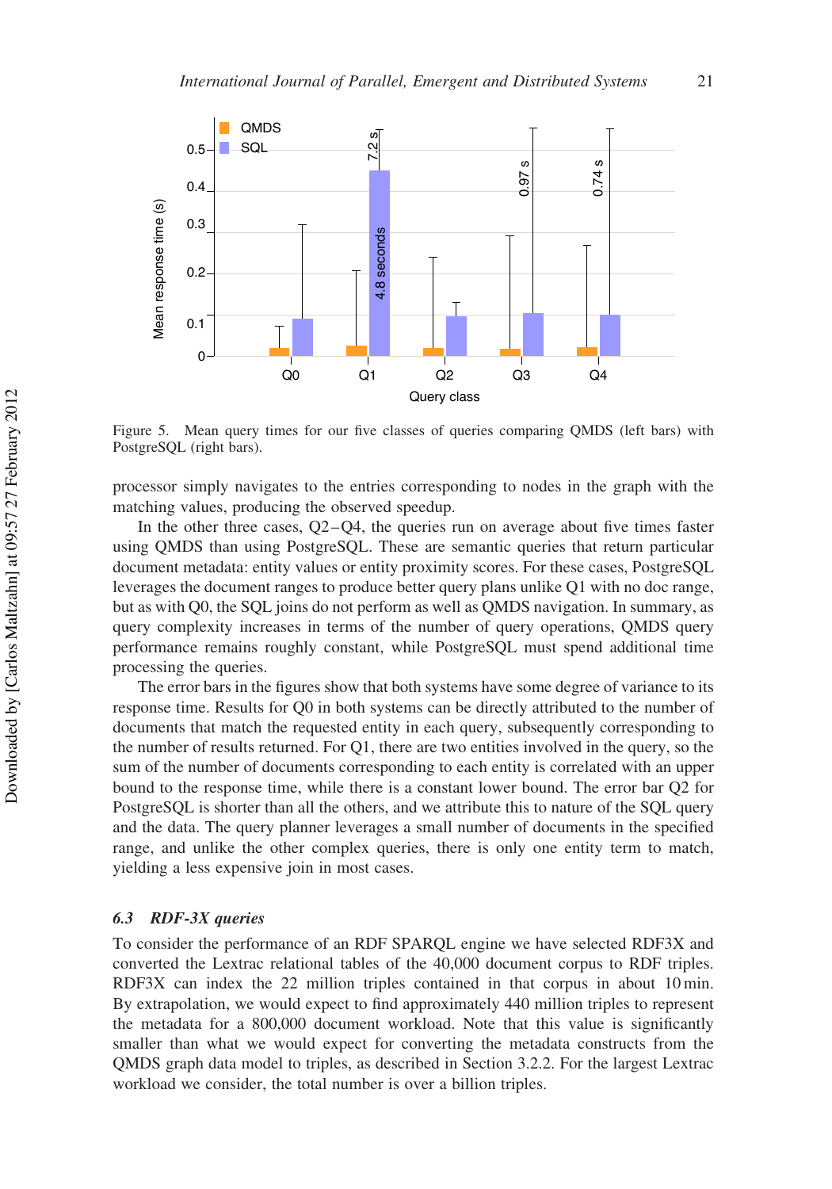Figure 5. Mean query times for our five classes of queries comparing QMDS (left bars) with PostgreSQL (right bars).

processor simply navigates to the entries corresponding to nodes in the graph with the matching values, producing the observed speedup.

In the other three cases, Q2–Q4, the queries run on average about five times faster using QMDS than using PostgreSQL. These are semantic queries that return particular document metadata: entity values or entity proximity scores. For these cases, PostgreSQL leverages the document ranges to produce better query plans unlike Q1 with no doc range, but as with Q0, the SQL joins do not perform as well as QMDS navigation. In summary, as query complexity increases in terms of the number of query operations, QMDS query performance remains roughly constant, while PostgreSQL must spend additional time processing the queries.

The error bars in the figures show that both systems have some degree of variance to its response time. Results for Q0 in both systems can be directly attributed to the number of documents that match the requested entity in each query, subsequently corresponding to the number of results returned. For Q1, there are two entities involved in the query, so the sum of the number of documents corresponding to each entity is correlated with an upper bound to the response time, while there is a constant lower bound. The error bar Q2 for PostgreSQL is shorter than all the others, and we attribute this to nature of the SQL query and the data. The query planner leverages a small number of documents in the specified range, and unlike the other complex queries, there is only one entity term to match, yielding a less expensive join in most cases.

### 6.3 RDF-3X queries

To consider the performance of an RDF SPARQL engine we have selected RDF3X and converted the Lextrac relational tables of the 40,000 document corpus to RDF triples. RDF3X can index the 22 million triples contained in that corpus in about 10 min. By extrapolation, we would expect to find approximately 440 million triples to represent the metadata for a 800,000 document workload. Note that this value is significantly smaller than what we would expect for converting the metadata constructs from the QMDS graph data model to triples, as described in Section 3.2.2. For the largest Lextrac workload we consider, the total number is over a billion triples.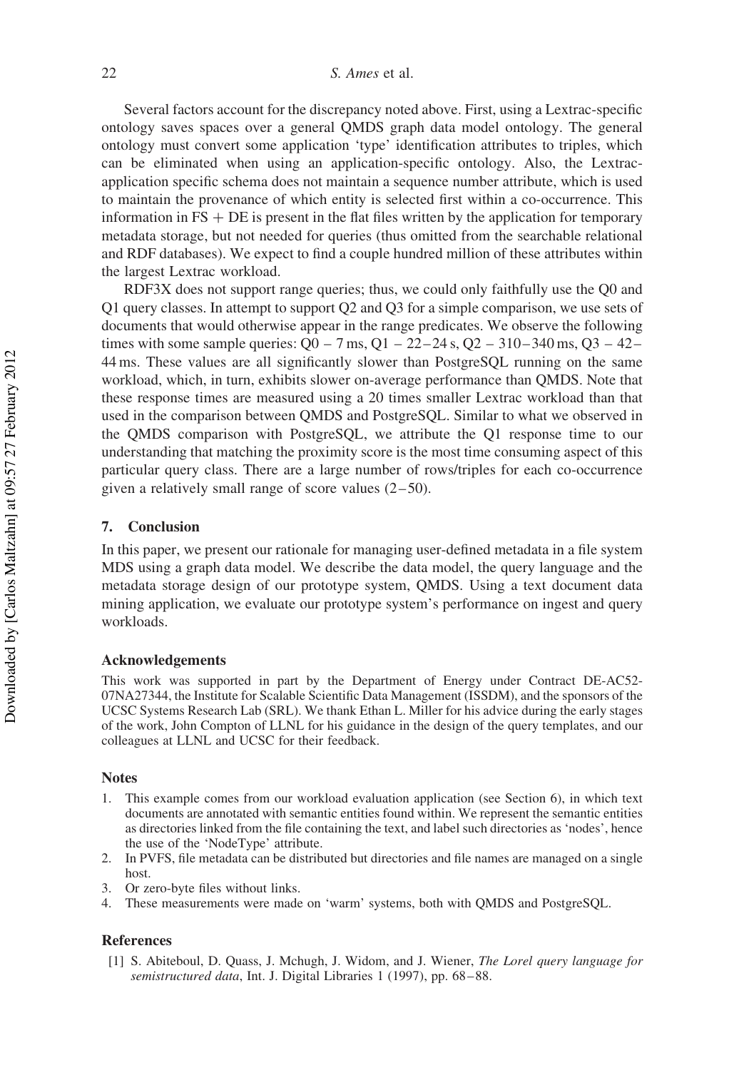Several factors account for the discrepancy noted above. First, using a Lextrac-specific ontology saves spaces over a general QMDS graph data model ontology. The general ontology must convert some application 'type' identification attributes to triples, which can be eliminated when using an application-specific ontology. Also, the Lextrac-application specific schema does not maintain a sequence number attribute, which is used to maintain the provenance of which entity is selected first within a co-occurrence. This information in FS + DE is present in the flat files written by the application for temporary metadata storage, but not needed for queries (thus omitted from the searchable relational and RDF databases). We expect to find a couple hundred million of these attributes within the largest Lextrac workload.

RDF3X does not support range queries; thus, we could only faithfully use the Q0 and Q1 query classes. In attempt to support Q2 and Q3 for a simple comparison, we use sets of documents that would otherwise appear in the range predicates. We observe the following times with some sample queries: Q0 – 7 ms, Q1 – 22–24 s, Q2 – 310–340 ms, Q3 – 42–44 ms. These values are all significantly slower than PostgreSQL running on the same workload, which, in turn, exhibits slower on-average performance than QMDS. Note that these response times are measured using a 20 times smaller Lextrac workload than that used in the comparison between QMDS and PostgreSQL. Similar to what we observed in the QMDS comparison with PostgreSQL, we attribute the Q1 response time to our understanding that matching the proximity score is the most time consuming aspect of this particular query class. There are a large number of rows/triples for each co-occurrence given a relatively small range of score values (2–50).

## 7. Conclusion

In this paper, we present our rationale for managing user-defined metadata in a file system MDS using a graph data model. We describe the data model, the query language and the metadata storage design of our prototype system, QMDS. Using a text document data mining application, we evaluate our prototype system's performance on ingest and query workloads.

### Acknowledgements

This work was supported in part by the Department of Energy under Contract DE-AC52-07NA27344, the Institute for Scalable Scientific Data Management (ISSDM), and the sponsors of the UCSC Systems Research Lab (SRL). We thank Ethan L. Miller for his advice during the early stages of the work, John Compton of LLNL for his guidance in the design of the query templates, and our colleagues at LLNL and UCSC for their feedback.

### Notes

1. This example comes from our workload evaluation application (see Section 6), in which text documents are annotated with semantic entities found within. We represent the semantic entities as directories linked from the file containing the text, and label such directories as 'nodes', hence the use of the 'NodeType' attribute.
2. In PVFS, file metadata can be distributed but directories and file names are managed on a single host.
3. Or zero-byte files without links.
4. These measurements were made on 'warm' systems, both with QMDS and PostgreSQL.

### References

[1] S. Abiteboul, D. Quass, J. Mchugh, J. Widom, and J. Wiener, *The Lorel query language for semistructured data*, Int. J. Digital Libraries 1 (1997), pp. 68–88.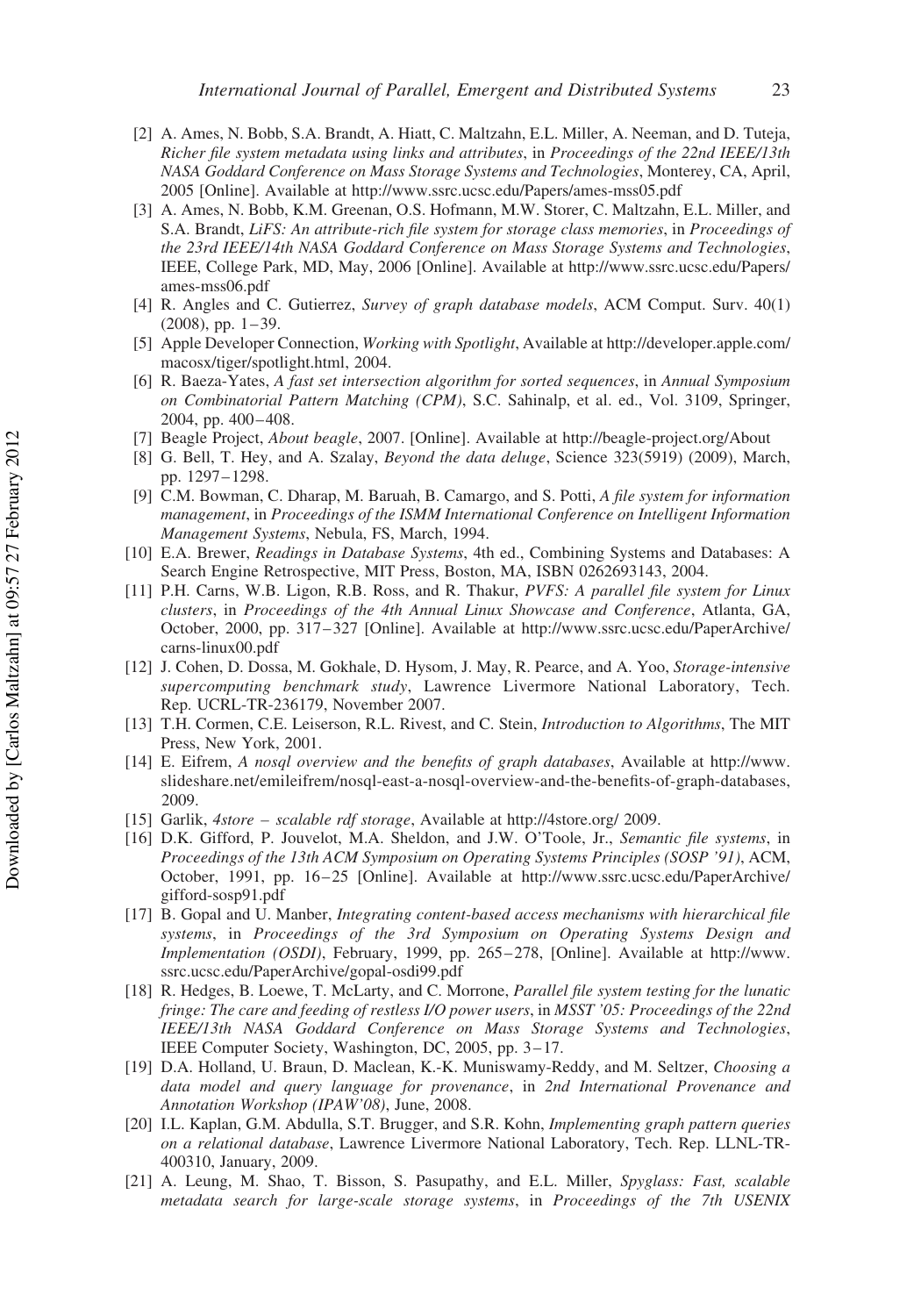[2] A. Ames, N. Bobb, S.A. Brandt, A. Hiatt, C. Maltzahn, E.L. Miller, A. Neeman, and D. Tuteja, *Richer file system metadata using links and attributes*, in *Proceedings of the 22nd IEEE/13th NASA Goddard Conference on Mass Storage Systems and Technologies*, Monterey, CA, April, 2005 [Online]. Available at http://www.ssrc.ucsc.edu/Papers/ames-mss05.pdf

[3] A. Ames, N. Bobb, K.M. Greenan, O.S. Hofmann, M.W. Storer, C. Maltzahn, E.L. Miller, and S.A. Brandt, *LiFS: An attribute-rich file system for storage class memories*, in *Proceedings of the 23rd IEEE/14th NASA Goddard Conference on Mass Storage Systems and Technologies*, IEEE, College Park, MD, May, 2006 [Online]. Available at http://www.ssrc.ucsc.edu/Papers/ames-mss06.pdf

[4] R. Angles and C. Gutierrez, *Survey of graph database models*, ACM Comput. Surv. 40(1) (2008), pp. 1–39.

[5] Apple Developer Connection, *Working with Spotlight*, Available at http://developer.apple.com/macosx/tiger/spotlight.html, 2004.

[6] R. Baeza-Yates, *A fast set intersection algorithm for sorted sequences*, in *Annual Symposium on Combinatorial Pattern Matching (CPM)*, S.C. Sahinalp, et al. ed., Vol. 3109, Springer, 2004, pp. 400–408.

[7] Beagle Project, *About beagle*, 2007. [Online]. Available at http://beagle-project.org/About

[8] G. Bell, T. Hey, and A. Szalay, *Beyond the data deluge*, Science 323(5919) (2009), March, pp. 1297–1298.

[9] C.M. Bowman, C. Dharap, M. Baruah, B. Camargo, and S. Potti, *A file system for information management*, in *Proceedings of the ISMM International Conference on Intelligent Information Management Systems*, Nebula, FS, March, 1994.

[10] E.A. Brewer, *Readings in Database Systems*, 4th ed., Combining Systems and Databases: A Search Engine Retrospective, MIT Press, Boston, MA, ISBN 0262693143, 2004.

[11] P.H. Carns, W.B. Ligon, R.B. Ross, and R. Thakur, *PVFS: A parallel file system for Linux clusters*, in *Proceedings of the 4th Annual Linux Showcase and Conference*, Atlanta, GA, October, 2000, pp. 317–327 [Online]. Available at http://www.ssrc.ucsc.edu/PaperArchive/carns-linux00.pdf

[12] J. Cohen, D. Dossa, M. Gokhale, D. Hysom, J. May, R. Pearce, and A. Yoo, *Storage-intensive supercomputing benchmark study*, Lawrence Livermore National Laboratory, Tech. Rep. UCRL-TR-236179, November 2007.

[13] T.H. Cormen, C.E. Leiserson, R.L. Rivest, and C. Stein, *Introduction to Algorithms*, The MIT Press, New York, 2001.

[14] E. Eifrem, *A nosql overview and the benefits of graph databases*, Available at http://www.slideshare.net/emileifrem/nosql-east-a-nosql-overview-and-the-benefits-of-graph-databases, 2009.

[15] Garlik, *4store – scalable rdf storage*, Available at http://4store.org/ 2009.

[16] D.K. Gifford, P. Jouvelot, M.A. Sheldon, and J.W. O'Toole, Jr., *Semantic file systems*, in *Proceedings of the 13th ACM Symposium on Operating Systems Principles (SOSP '91)*, ACM, October, 1991, pp. 16–25 [Online]. Available at http://www.ssrc.ucsc.edu/PaperArchive/gifford-sosp91.pdf

[17] B. Gopal and U. Manber, *Integrating content-based access mechanisms with hierarchical file systems*, in *Proceedings of the 3rd Symposium on Operating Systems Design and Implementation (OSDI)*, February, 1999, pp. 265–278, [Online]. Available at http://www.ssrc.ucsc.edu/PaperArchive/gopal-osdi99.pdf

[18] R. Hedges, B. Loewe, T. McLarty, and C. Morrone, *Parallel file system testing for the lunatic fringe: The care and feeding of restless I/O power users*, in *MSST '05: Proceedings of the 22nd IEEE/13th NASA Goddard Conference on Mass Storage Systems and Technologies*, IEEE Computer Society, Washington, DC, 2005, pp. 3–17.

[19] D.A. Holland, U. Braun, D. Maclean, K.-K. Muniswamy-Reddy, and M. Seltzer, *Choosing a data model and query language for provenance*, in *2nd International Provenance and Annotation Workshop (IPAW'08)*, June, 2008.

[20] I.L. Kaplan, G.M. Abdulla, S.T. Brugger, and S.R. Kohn, *Implementing graph pattern queries on a relational database*, Lawrence Livermore National Laboratory, Tech. Rep. LLNL-TR-400310, January, 2009.

[21] A. Leung, M. Shao, T. Bisson, S. Pasupathy, and E.L. Miller, *Spyglass: Fast, scalable metadata search for large-scale storage systems*, in *Proceedings of the 7th USENIX*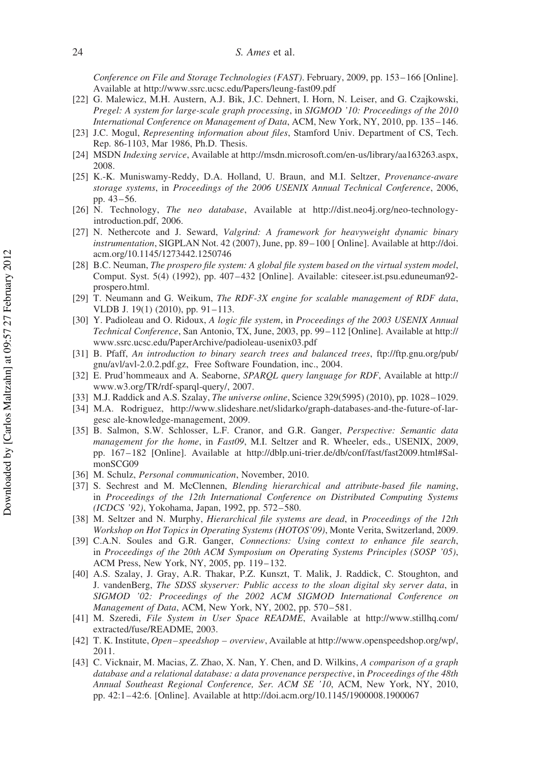*Conference on File and Storage Technologies (FAST)*. February, 2009, pp. 153–166 [Online]. Available at http://www.ssrc.ucsc.edu/Papers/leung-fast09.pdf

[22] G. Malewicz, M.H. Austern, A.J. Bik, J.C. Dehnert, I. Horn, N. Leiser, and G. Czajkowski, *Pregel: A system for large-scale graph processing*, in *SIGMOD '10: Proceedings of the 2010 International Conference on Management of Data*, ACM, New York, NY, 2010, pp. 135–146.

[23] J.C. Mogul, *Representing information about files*, Stamford Univ. Department of CS, Tech. Rep. 86-1103, Mar 1986, Ph.D. Thesis.

[24] MSDN *Indexing service*, Available at http://msdn.microsoft.com/en-us/library/aa163263.aspx, 2008.

[25] K.-K. Muniswamy-Reddy, D.A. Holland, U. Braun, and M.I. Seltzer, *Provenance-aware storage systems*, in *Proceedings of the 2006 USENIX Annual Technical Conference*, 2006, pp. 43–56.

[26] N. Technology, *The neo database*, Available at http://dist.neo4j.org/neo-technology-introduction.pdf, 2006.

[27] N. Nethercote and J. Seward, *Valgrind: A framework for heavyweight dynamic binary instrumentation*, SIGPLAN Not. 42 (2007), June, pp. 89–100 [ Online]. Available at http://doi.acm.org/10.1145/1273442.1250746

[28] B.C. Neuman, *The prospero file system: A global file system based on the virtual system model*, Comput. Syst. 5(4) (1992), pp. 407–432 [Online]. Available: citeseer.ist.psu.eduneuman92-prospero.html.

[29] T. Neumann and G. Weikum, *The RDF-3X engine for scalable management of RDF data*, VLDB J. 19(1) (2010), pp. 91–113.

[30] Y. Padioleau and O. Ridoux, *A logic file system*, in *Proceedings of the 2003 USENIX Annual Technical Conference*, San Antonio, TX, June, 2003, pp. 99–112 [Online]. Available at http://www.ssrc.ucsc.edu/PaperArchive/padioleau-usenix03.pdf

[31] B. Pfaff, *An introduction to binary search trees and balanced trees*, ftp://ftp.gnu.org/pub/gnu/avl/avl-2.0.2.pdf.gz, Free Software Foundation, inc., 2004.

[32] E. Prud'hommeaux and A. Seaborne, *SPARQL query language for RDF*, Available at http://www.w3.org/TR/rdf-sparql-query/, 2007.

[33] M.J. Raddick and A.S. Szalay, *The universe online*, Science 329(5995) (2010), pp. 1028–1029.

[34] M.A. Rodriguez, http://www.slideshare.net/slidarko/graph-databases-and-the-future-of-largesc ale-knowledge-management, 2009.

[35] B. Salmon, S.W. Schlosser, L.F. Cranor, and G.R. Ganger, *Perspective: Semantic data management for the home*, in *Fast09*, M.I. Seltzer and R. Wheeler, eds., USENIX, 2009, pp. 167–182 [Online]. Available at http://dblp.uni-trier.de/db/conf/fast/fast2009.html#SalmonSCG09

[36] M. Schulz, *Personal communication*, November, 2010.

[37] S. Sechrest and M. McClennen, *Blending hierarchical and attribute-based file naming*, in *Proceedings of the 12th International Conference on Distributed Computing Systems (ICDCS '92)*, Yokohama, Japan, 1992, pp. 572–580.

[38] M. Seltzer and N. Murphy, *Hierarchical file systems are dead*, in *Proceedings of the 12th Workshop on Hot Topics in Operating Systems (HOTOS'09)*, Monte Verita, Switzerland, 2009.

[39] C.A.N. Soules and G.R. Ganger, *Connections: Using context to enhance file search*, in *Proceedings of the 20th ACM Symposium on Operating Systems Principles (SOSP '05)*, ACM Press, New York, NY, 2005, pp. 119–132.

[40] A.S. Szalay, J. Gray, A.R. Thakar, P.Z. Kunszt, T. Malik, J. Raddick, C. Stoughton, and J. vandenBerg, *The SDSS skyserver: Public access to the sloan digital sky server data*, in *SIGMOD '02: Proceedings of the 2002 ACM SIGMOD International Conference on Management of Data*, ACM, New York, NY, 2002, pp. 570–581.

[41] M. Szeredi, *File System in User Space README*, Available at http://www.stillhq.com/extracted/fuse/README, 2003.

[42] T. K. Institute, *Open–speedshop – overview*, Available at http://www.openspeedshop.org/wp/, 2011.

[43] C. Vicknair, M. Macias, Z. Zhao, X. Nan, Y. Chen, and D. Wilkins, *A comparison of a graph database and a relational database: a data provenance perspective*, in *Proceedings of the 48th Annual Southeast Regional Conference, Ser. ACM SE '10*, ACM, New York, NY, 2010, pp. 42:1–42:6. [Online]. Available at http://doi.acm.org/10.1145/1900008.1900067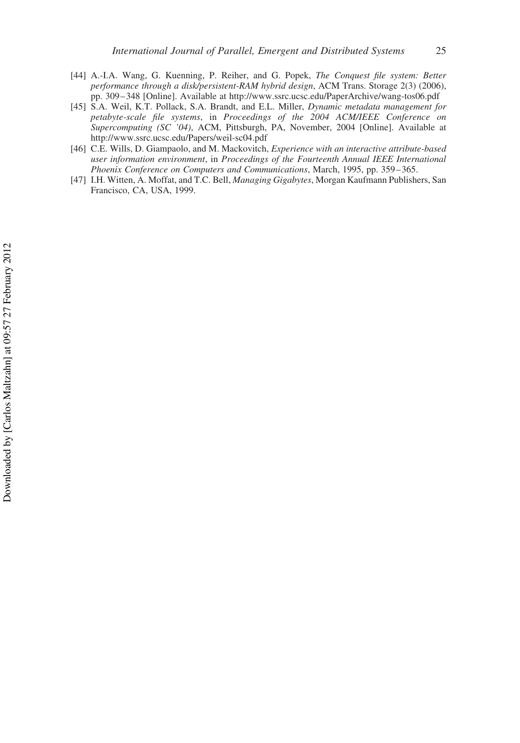[44] A.-I.A. Wang, G. Kuenning, P. Reiher, and G. Popek, *The Conquest file system: Better performance through a disk/persistent-RAM hybrid design*, ACM Trans. Storage 2(3) (2006), pp. 309–348 [Online]. Available at http://www.ssrc.ucsc.edu/PaperArchive/wang-tos06.pdf

[45] S.A. Weil, K.T. Pollack, S.A. Brandt, and E.L. Miller, *Dynamic metadata management for petabyte-scale file systems*, in *Proceedings of the 2004 ACM/IEEE Conference on Supercomputing (SC '04)*, ACM, Pittsburgh, PA, November, 2004 [Online]. Available at http://www.ssrc.ucsc.edu/Papers/weil-sc04.pdf

[46] C.E. Wills, D. Giampaolo, and M. Mackovitch, *Experience with an interactive attribute-based user information environment*, in *Proceedings of the Fourteenth Annual IEEE International Phoenix Conference on Computers and Communications*, March, 1995, pp. 359–365.

[47] I.H. Witten, A. Moffat, and T.C. Bell, *Managing Gigabytes*, Morgan Kaufmann Publishers, San Francisco, CA, USA, 1999.